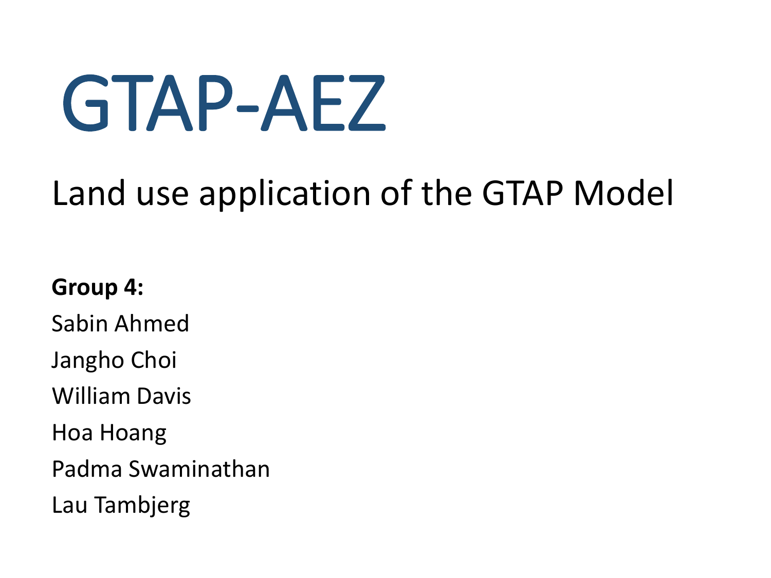# GTAP-AEZ

## Land use application of the GTAP Model

**Group 4:**

Sabin Ahmed

Jangho Choi

William Davis

Hoa Hoang

Padma Swaminathan

Lau Tambjerg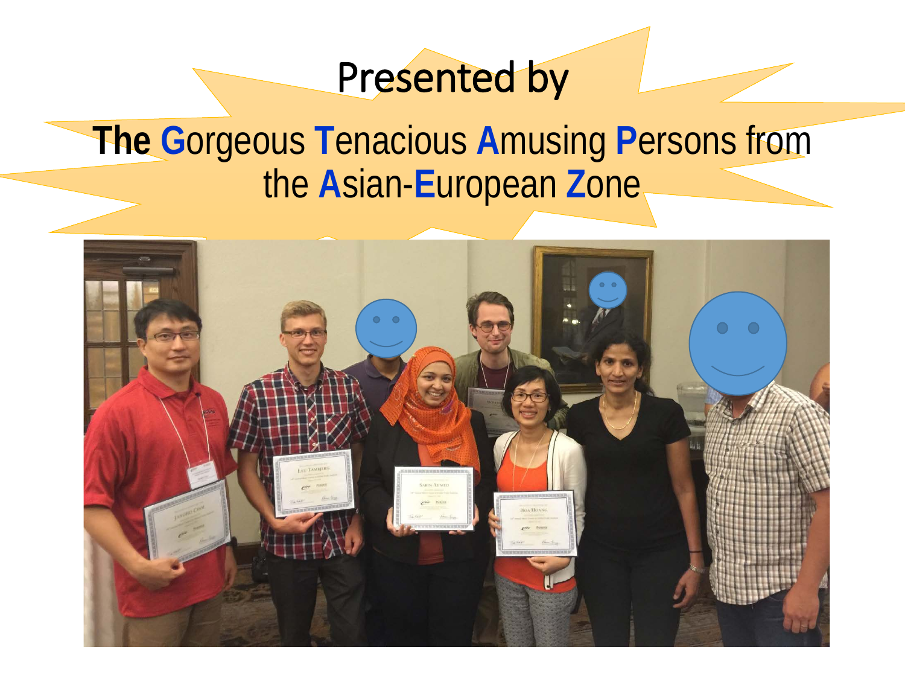Presented by

**The G**orgeous **T**enacious **A**musing **P**ersons from the **A**sian-**E**uropean **Z**one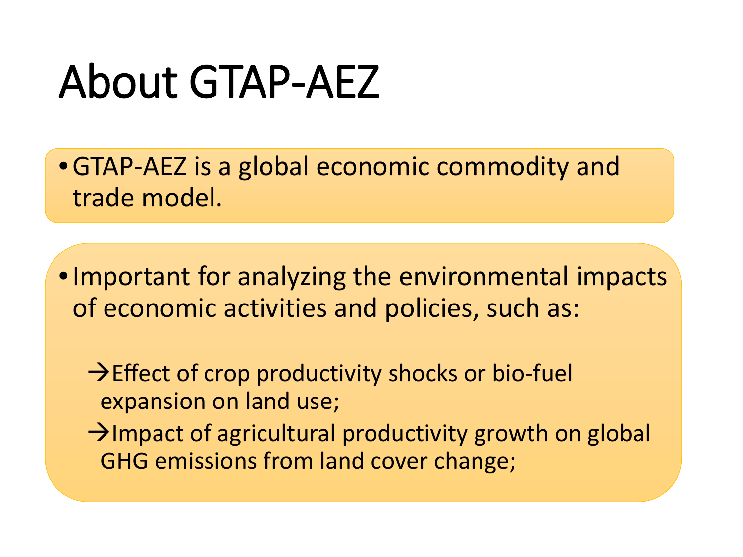# About GTAP-AEZ

- GTAP-AEZ is a global economic commodity and trade model.

- Important for analyzing the environmental impacts of economic activities and policies, such as:

  →Effect of crop productivity shocks or bio-fuel expansion on land use;

  →Impact of agricultural productivity growth on global GHG emissions from land cover change;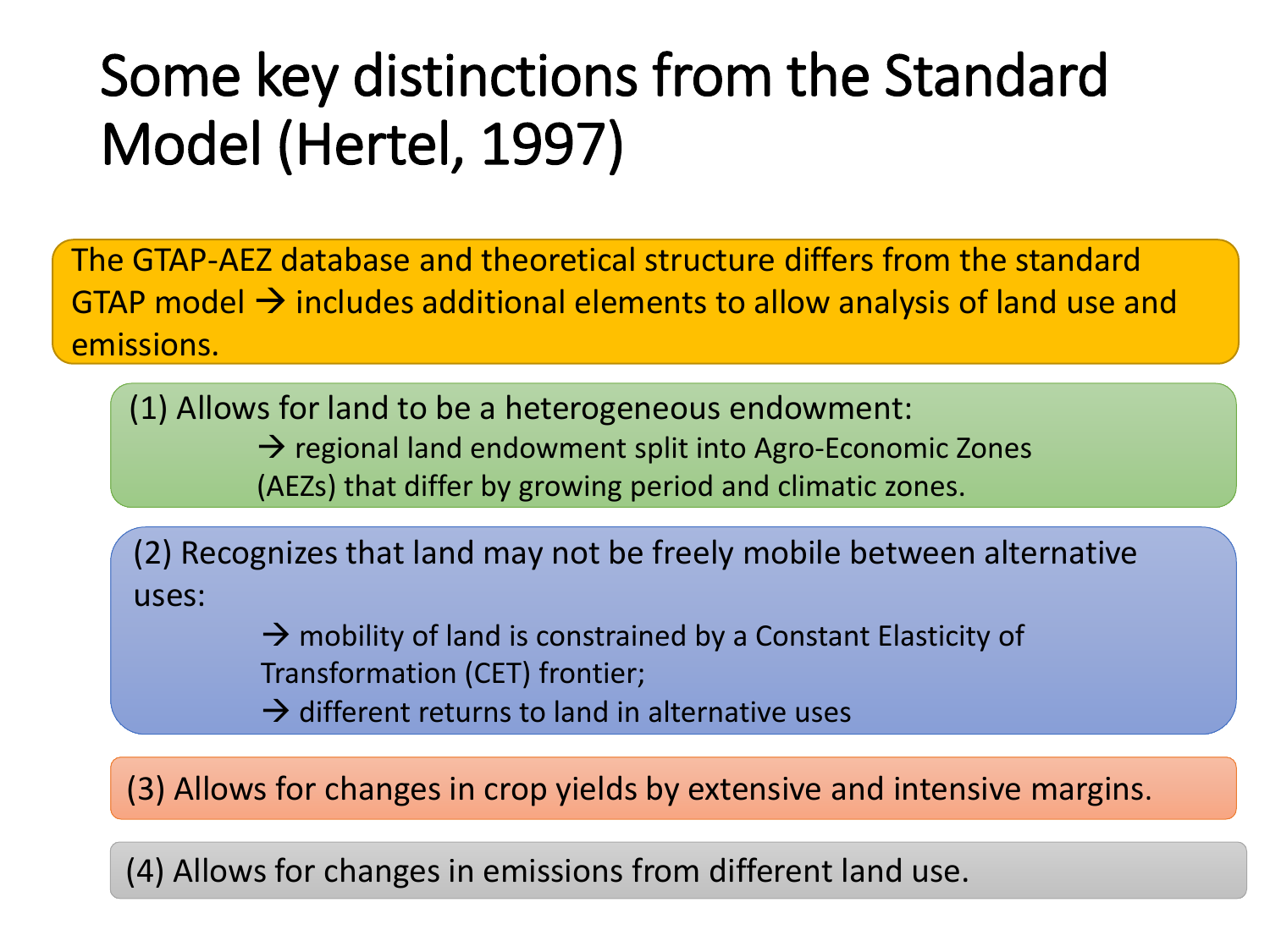# Some key distinctions from the Standard Model (Hertel, 1997)

The GTAP-AEZ database and theoretical structure differs from the standard GTAP model → includes additional elements to allow analysis of land use and emissions.

(1) Allows for land to be a heterogeneous endowment:

→ regional land endowment split into Agro-Economic Zones (AEZs) that differ by growing period and climatic zones.

(2) Recognizes that land may not be freely mobile between alternative uses:

→ mobility of land is constrained by a Constant Elasticity of Transformation (CET) frontier;

→ different returns to land in alternative uses

(3) Allows for changes in crop yields by extensive and intensive margins.

(4) Allows for changes in emissions from different land use.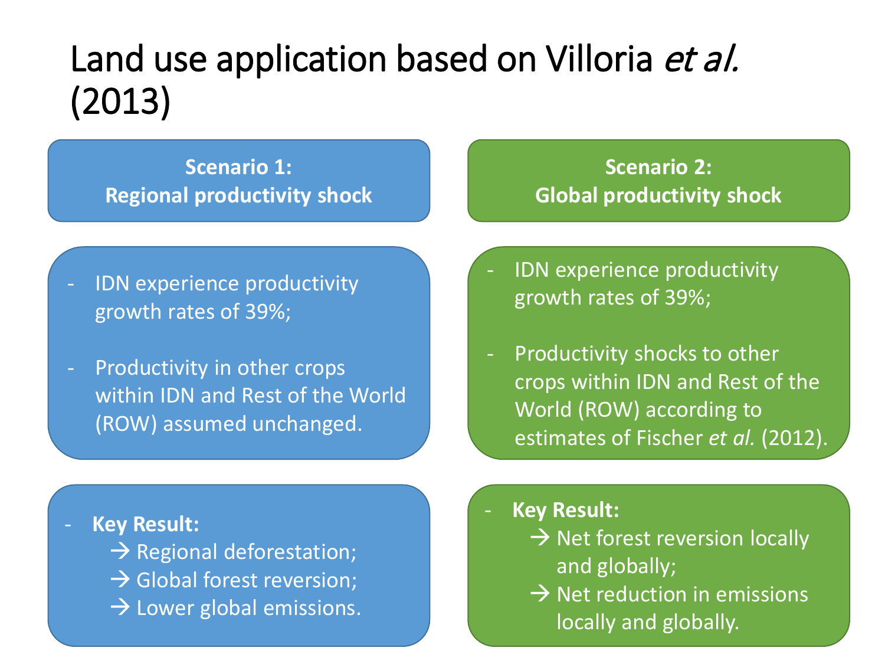# Land use application based on Villoria *et al.* (2013)

## Scenario 1: Regional productivity shock

- IDN experience productivity growth rates of 39%;
- Productivity in other crops within IDN and Rest of the World (ROW) assumed unchanged.

- **Key Result:**
  → Regional deforestation;
  → Global forest reversion;
  → Lower global emissions.

## Scenario 2: Global productivity shock

- IDN experience productivity growth rates of 39%;
- Productivity shocks to other crops within IDN and Rest of the World (ROW) according to estimates of Fischer *et al.* (2012).

- **Key Result:**
  → Net forest reversion locally and globally;
  → Net reduction in emissions locally and globally.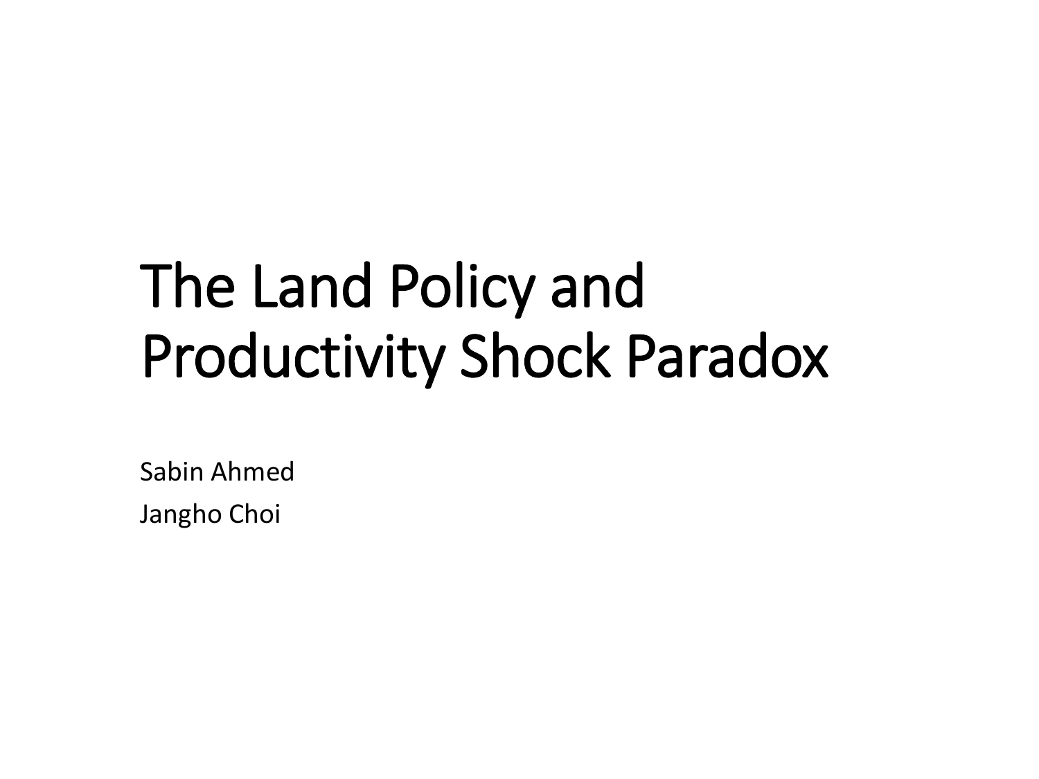# The Land Policy and Productivity Shock Paradox

Sabin Ahmed

Jangho Choi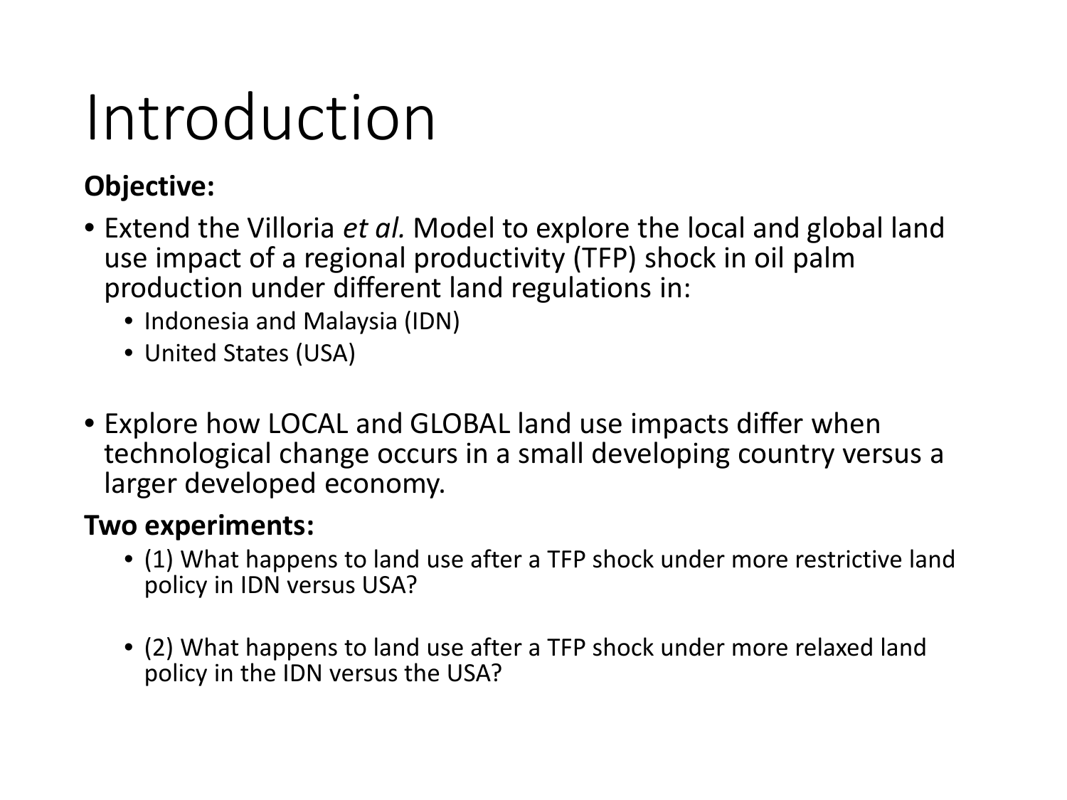# Introduction

**Objective:**

- Extend the Villoria *et al.* Model to explore the local and global land use impact of a regional productivity (TFP) shock in oil palm production under different land regulations in:
  - Indonesia and Malaysia (IDN)
  - United States (USA)
- Explore how LOCAL and GLOBAL land use impacts differ when technological change occurs in a small developing country versus a larger developed economy.

**Two experiments:**

- (1) What happens to land use after a TFP shock under more restrictive land policy in IDN versus USA?
- (2) What happens to land use after a TFP shock under more relaxed land policy in the IDN versus the USA?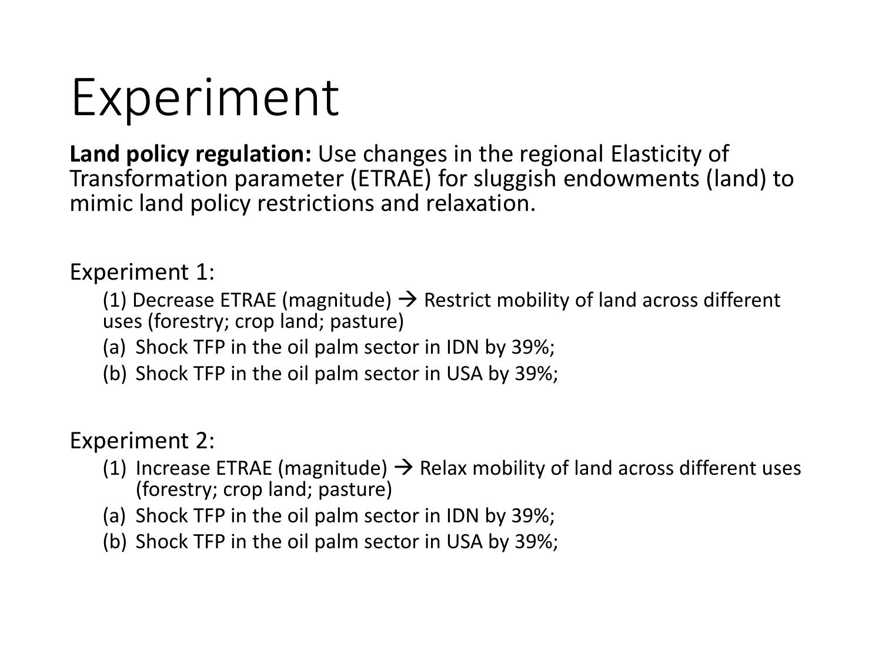# Experiment

**Land policy regulation:** Use changes in the regional Elasticity of Transformation parameter (ETRAE) for sluggish endowments (land) to mimic land policy restrictions and relaxation.

Experiment 1:

(1) Decrease ETRAE (magnitude) → Restrict mobility of land across different uses (forestry; crop land; pasture)

(a) Shock TFP in the oil palm sector in IDN by 39%;

(b) Shock TFP in the oil palm sector in USA by 39%;

Experiment 2:

(1) Increase ETRAE (magnitude) → Relax mobility of land across different uses (forestry; crop land; pasture)

(a) Shock TFP in the oil palm sector in IDN by 39%;

(b) Shock TFP in the oil palm sector in USA by 39%;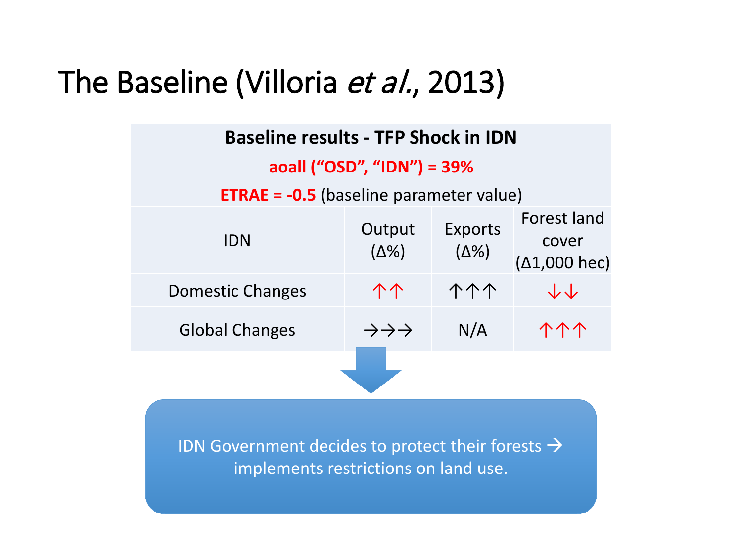# The Baseline (Villoria *et al.*, 2013)

| **Baseline results - TFP Shock in IDN** <br> **aoall (“OSD”, “IDN”) = 39%** <br> **ETRAE = -0.5** (baseline parameter value) | | | |
|---|---|---|---|
| IDN | Output (Δ%) | Exports (Δ%) | Forest land cover (Δ1,000 hec) |
| Domestic Changes | ↑↑ | ↑↑↑ | ↓↓ |
| Global Changes | →→→ | N/A | ↑↑↑ |

IDN Government decides to protect their forests → implements restrictions on land use.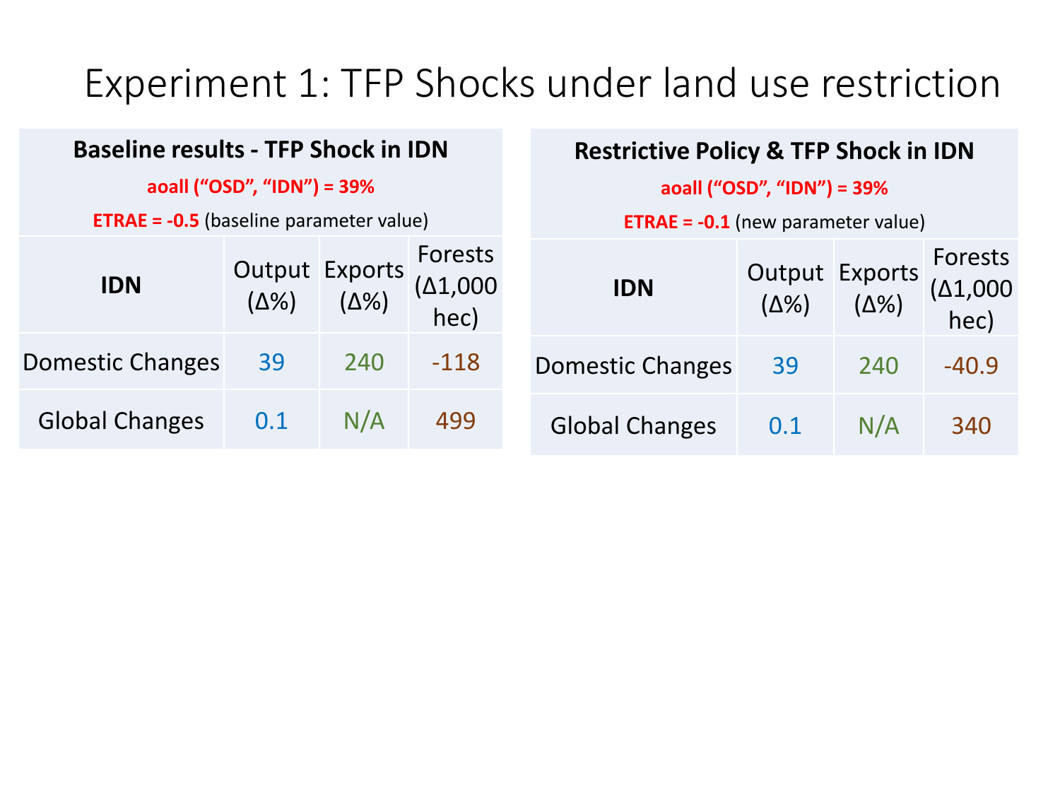# Experiment 1: TFP Shocks under land use restriction

| **Baseline results - TFP Shock in IDN** | | | |
|---|---|---|---|
| **aoall (“OSD”, “IDN”) = 39%** | | | |
| **ETRAE = -0.5** (baseline parameter value) | | | |
| **IDN** | Output (Δ%) | Exports (Δ%) | Forests (Δ1,000 hec) |
| Domestic Changes | 39 | 240 | -118 |
| Global Changes | 0.1 | N/A | 499 |

| **Restrictive Policy & TFP Shock in IDN** | | | |
|---|---|---|---|
| **aoall (“OSD”, “IDN”) = 39%** | | | |
| **ETRAE = -0.1** (new parameter value) | | | |
| **IDN** | Output (Δ%) | Exports (Δ%) | Forests (Δ1,000 hec) |
| Domestic Changes | 39 | 240 | -40.9 |
| Global Changes | 0.1 | N/A | 340 |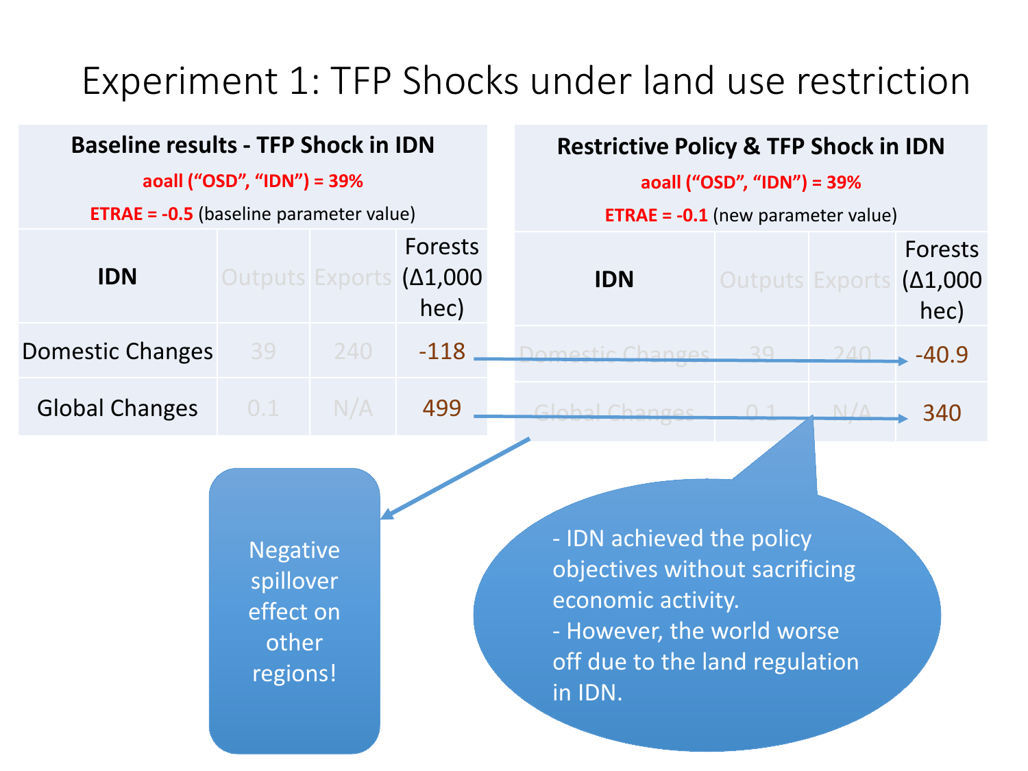# Experiment 1: TFP Shocks under land use restriction

**Baseline results - TFP Shock in IDN**

**aoall ("OSD", "IDN") = 39%**

**ETRAE = -0.5** (baseline parameter value)

| IDN | Outputs | Exports | Forests (Δ1,000 hec) |
|---|---|---|---|
| Domestic Changes | 39 | 240 | -118 |
| Global Changes | 0.1 | N/A | 499 |

**Restrictive Policy & TFP Shock in IDN**

**aoall ("OSD", "IDN") = 39%**

**ETRAE = -0.1** (new parameter value)

| IDN | Outputs | Exports | Forests (Δ1,000 hec) |
|---|---|---|---|
| Domestic Changes | 39 | 240 | -40.9 |
| Global Changes | 0.1 | N/A | 340 |

Negative spillover effect on other regions!

- IDN achieved the policy objectives without sacrificing economic activity.
- However, the world worse off due to the land regulation in IDN.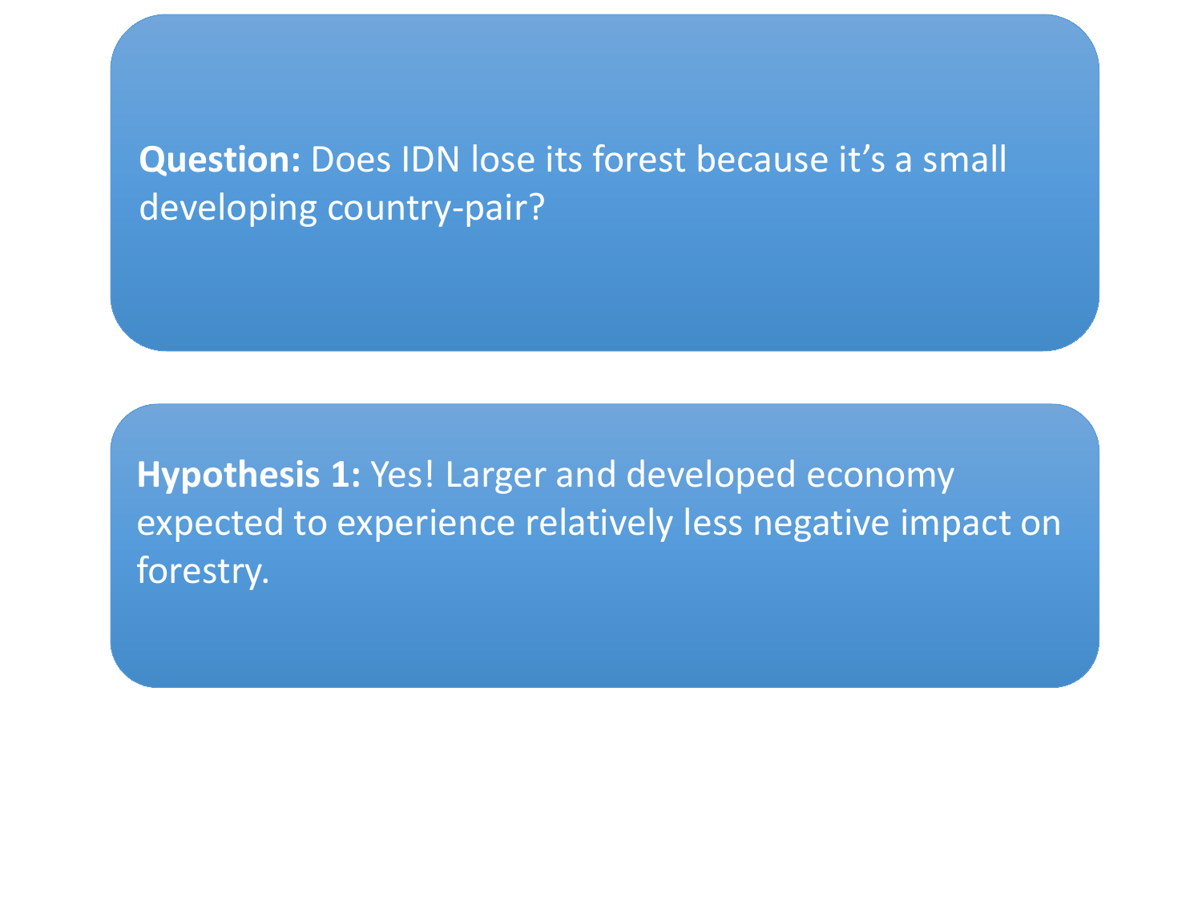**Question:** Does IDN lose its forest because it’s a small developing country-pair?

**Hypothesis 1:** Yes! Larger and developed economy expected to experience relatively less negative impact on forestry.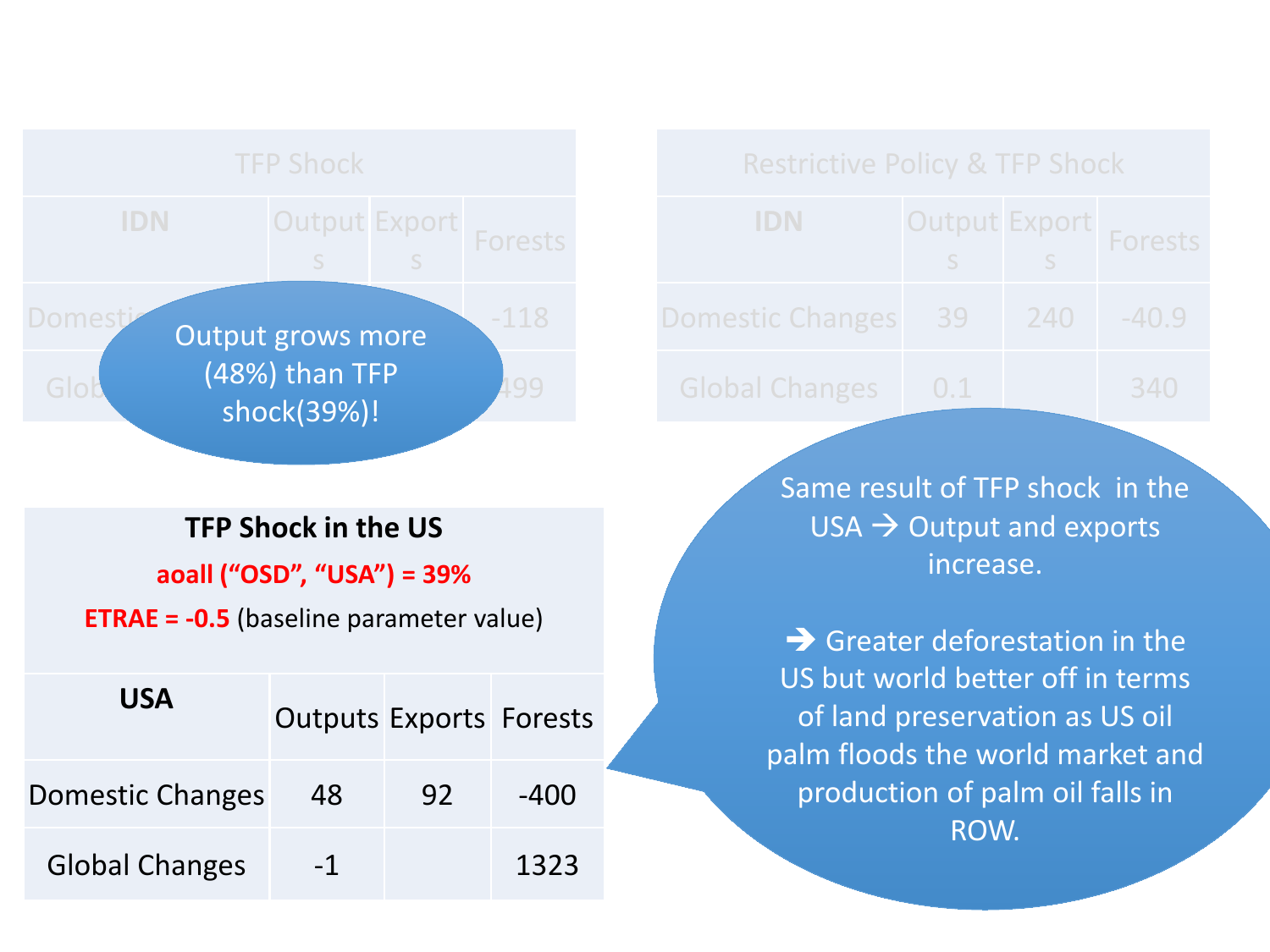| TFP Shock | | | |
|---|---|---|---|
| IDN | Outputs | Exports | Forests |
| Domestic Changes | | | -118 |
| Global Changes | | | 499 |

Output grows more (48%) than TFP shock(39%)!

| Restrictive Policy & TFP Shock | | | |
|---|---|---|---|
| IDN | Outputs | Exports | Forests |
| Domestic Changes | 39 | 240 | -40.9 |
| Global Changes | 0.1 | | 340 |

**TFP Shock in the US**

**aoall ("OSD", "USA") = 39%**

**ETRAE = -0.5** (baseline parameter value)

| USA | Outputs | Exports | Forests |
|---|---|---|---|
| Domestic Changes | 48 | 92 | -400 |
| Global Changes | -1 | | 1323 |

Same result of TFP shock in the USA → Output and exports increase.

→ Greater deforestation in the US but world better off in terms of land preservation as US oil palm floods the world market and production of palm oil falls in ROW.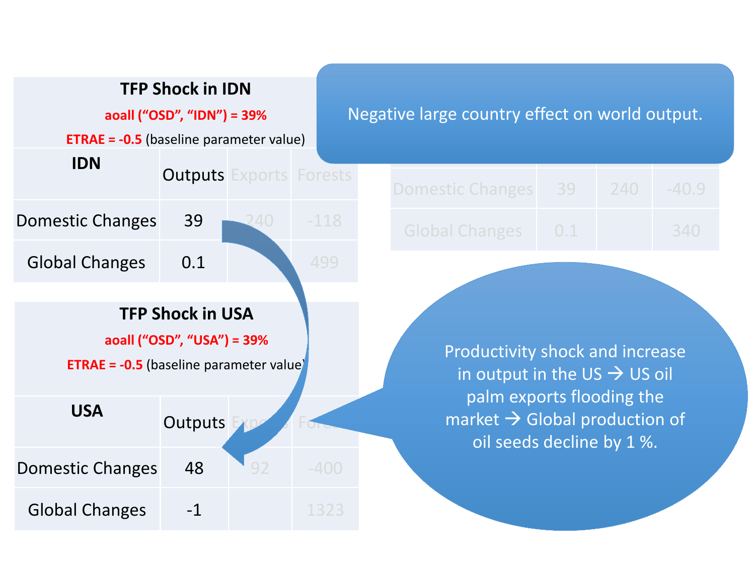## TFP Shock in IDN

**aoall ("OSD", "IDN") = 39%**

**ETRAE = -0.5** (baseline parameter value)

| IDN | Outputs | Exports | Forests |
|---|---|---|---|
| Domestic Changes | 39 | 240 | -118 |
| Global Changes | 0.1 | | 499 |

Negative large country effect on world output.

| | | | |
|---|---|---|---|
| Domestic Changes | 39 | 240 | -40.9 |
| Global Changes | 0.1 | | 340 |

## TFP Shock in USA

**aoall ("OSD", "USA") = 39%**

**ETRAE = -0.5** (baseline parameter value)

| USA | Outputs | Exports | Forests |
|---|---|---|---|
| Domestic Changes | 48 | 92 | -400 |
| Global Changes | -1 | | 1323 |

Productivity shock and increase in output in the US → US oil palm exports flooding the market → Global production of oil seeds decline by 1 %.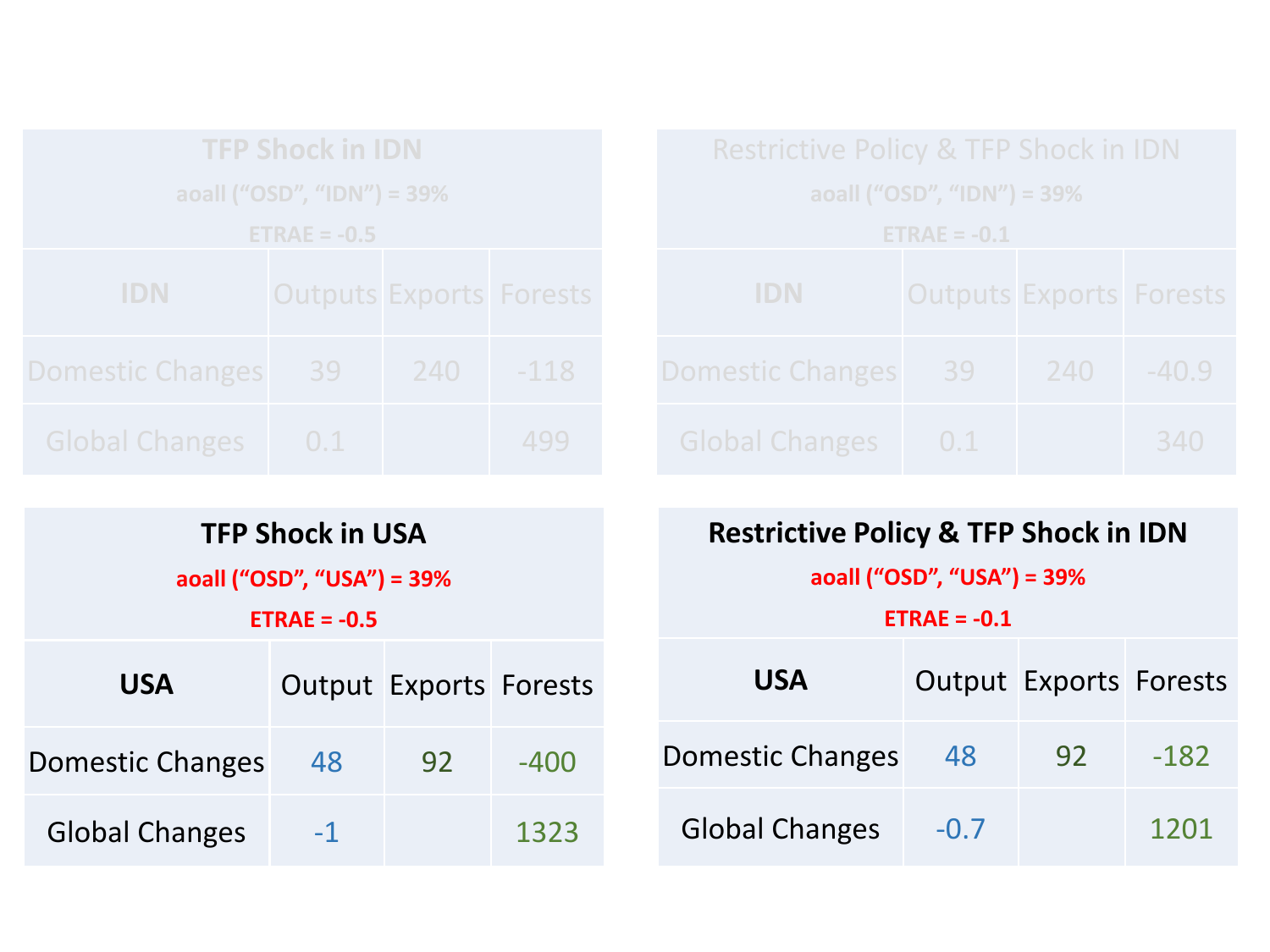| TFP Shock in IDN<br>aoall ("OSD", "IDN") = 39%<br>ETRAE = -0.5 | | | |
|---|---|---|---|
| IDN | Outputs | Exports | Forests |
| Domestic Changes | 39 | 240 | -118 |
| Global Changes | 0.1 | | 499 |

| Restrictive Policy & TFP Shock in IDN<br>aoall ("OSD", "IDN") = 39%<br>ETRAE = -0.1 | | | |
|---|---|---|---|
| IDN | Outputs | Exports | Forests |
| Domestic Changes | 39 | 240 | -40.9 |
| Global Changes | 0.1 | | 340 |

| **TFP Shock in USA**<br>**aoall ("OSD", "USA") = 39%**<br>**ETRAE = -0.5** | | | |
|---|---|---|---|
| **USA** | Output | Exports | Forests |
| Domestic Changes | 48 | 92 | -400 |
| Global Changes | -1 | | 1323 |

| **Restrictive Policy & TFP Shock in IDN**<br>**aoall ("OSD", "USA") = 39%**<br>**ETRAE = -0.1** | | | |
|---|---|---|---|
| **USA** | Output | Exports | Forests |
| Domestic Changes | 48 | 92 | -182 |
| Global Changes | -0.7 | | 1201 |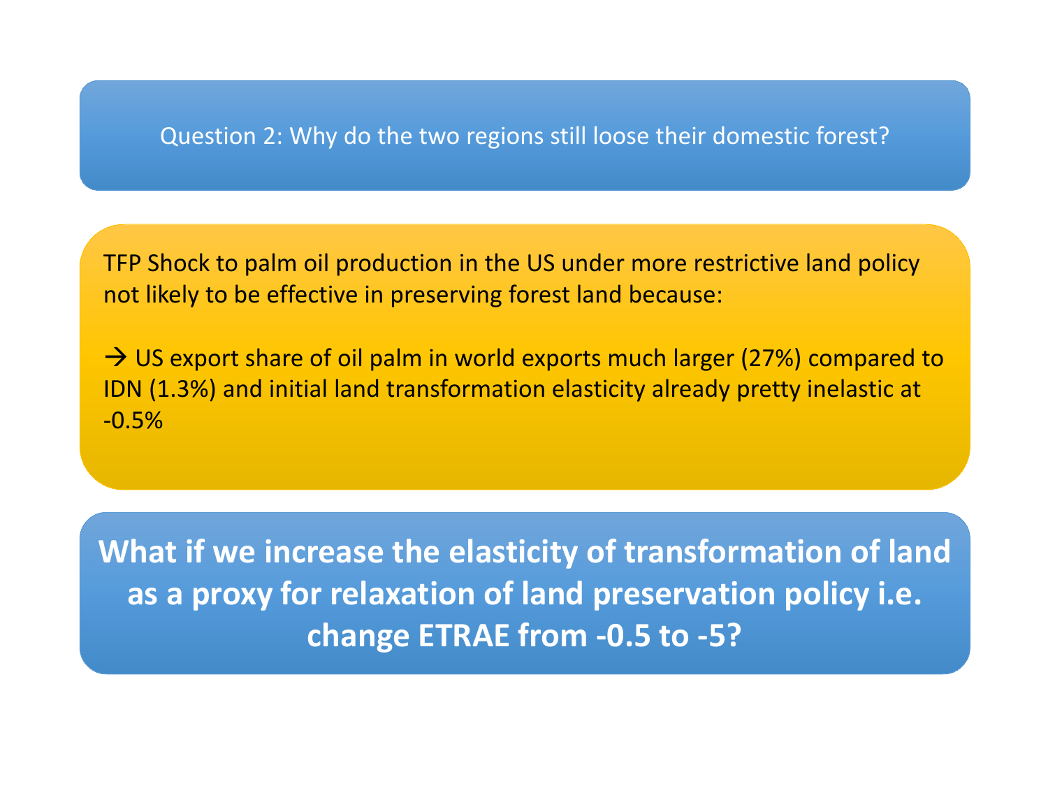Question 2: Why do the two regions still loose their domestic forest?

TFP Shock to palm oil production in the US under more restrictive land policy not likely to be effective in preserving forest land because:

→ US export share of oil palm in world exports much larger (27%) compared to IDN (1.3%) and initial land transformation elasticity already pretty inelastic at -0.5%

**What if we increase the elasticity of transformation of land as a proxy for relaxation of land preservation policy i.e. change ETRAE from -0.5 to -5?**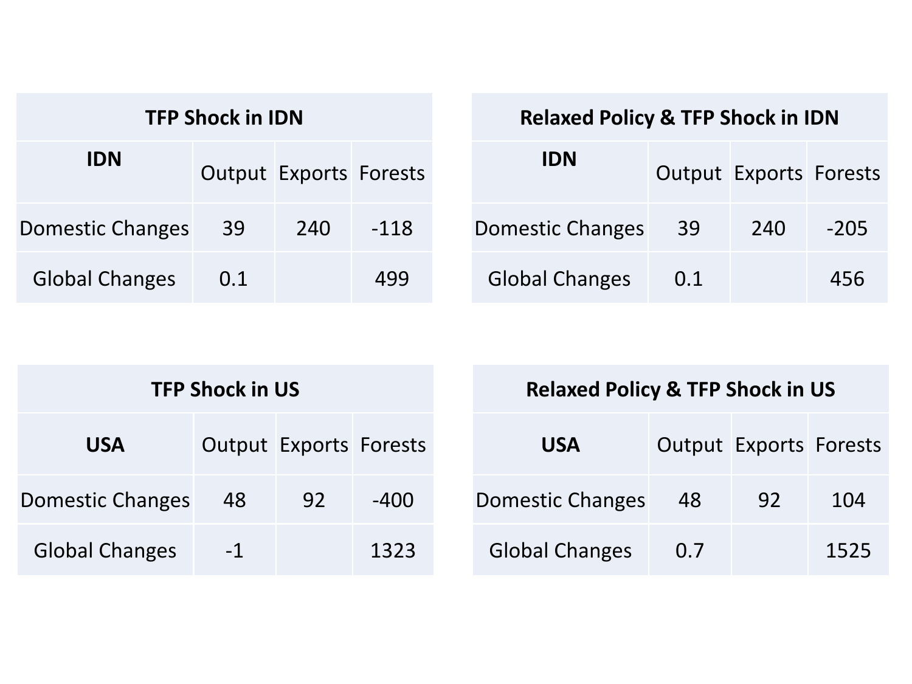| TFP Shock in IDN | | | |
| --- | --- | --- | --- |
| **IDN** | Output | Exports | Forests |
| Domestic Changes | 39 | 240 | -118 |
| Global Changes | 0.1 | | 499 |

| Relaxed Policy & TFP Shock in IDN | | | |
| --- | --- | --- | --- |
| **IDN** | Output | Exports | Forests |
| Domestic Changes | 39 | 240 | -205 |
| Global Changes | 0.1 | | 456 |

| TFP Shock in US | | | |
| --- | --- | --- | --- |
| **USA** | Output | Exports | Forests |
| Domestic Changes | 48 | 92 | -400 |
| Global Changes | -1 | | 1323 |

| Relaxed Policy & TFP Shock in US | | | |
| --- | --- | --- | --- |
| **USA** | Output | Exports | Forests |
| Domestic Changes | 48 | 92 | 104 |
| Global Changes | 0.7 | | 1525 |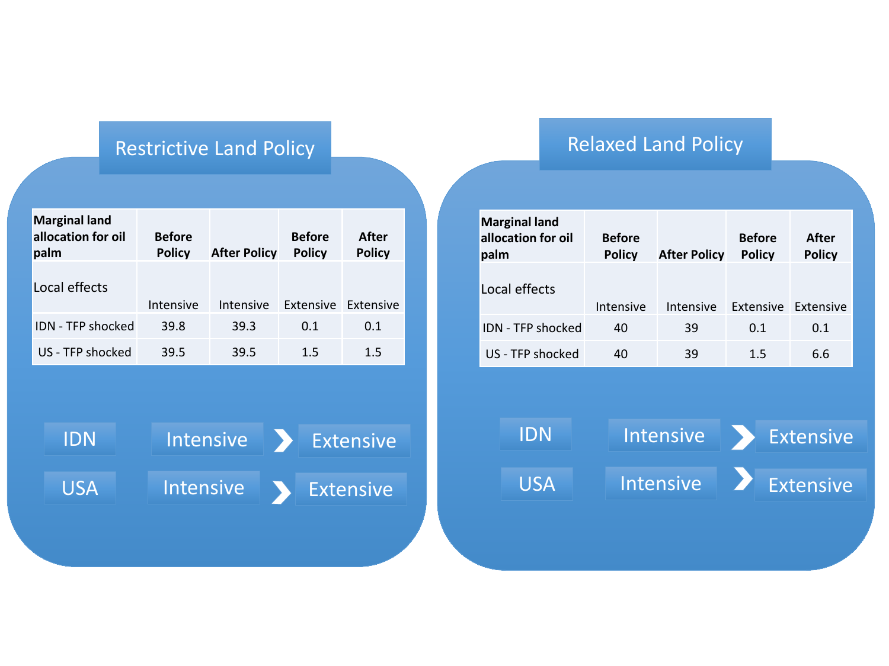## Restrictive Land Policy

| Marginal land allocation for oil palm | Before Policy | After Policy | Before Policy | After Policy |
|---|---|---|---|---|
| Local effects | Intensive | Intensive | Extensive | Extensive |
| IDN - TFP shocked | 39.8 | 39.3 | 0.1 | 0.1 |
| US - TFP shocked | 39.5 | 39.5 | 1.5 | 1.5 |

IDN: Intensive > Extensive

USA: Intensive > Extensive

## Relaxed Land Policy

| Marginal land allocation for oil palm | Before Policy | After Policy | Before Policy | After Policy |
|---|---|---|---|---|
| Local effects | Intensive | Intensive | Extensive | Extensive |
| IDN - TFP shocked | 40 | 39 | 0.1 | 0.1 |
| US - TFP shocked | 40 | 39 | 1.5 | 6.6 |

IDN: Intensive > Extensive

USA: Intensive > Extensive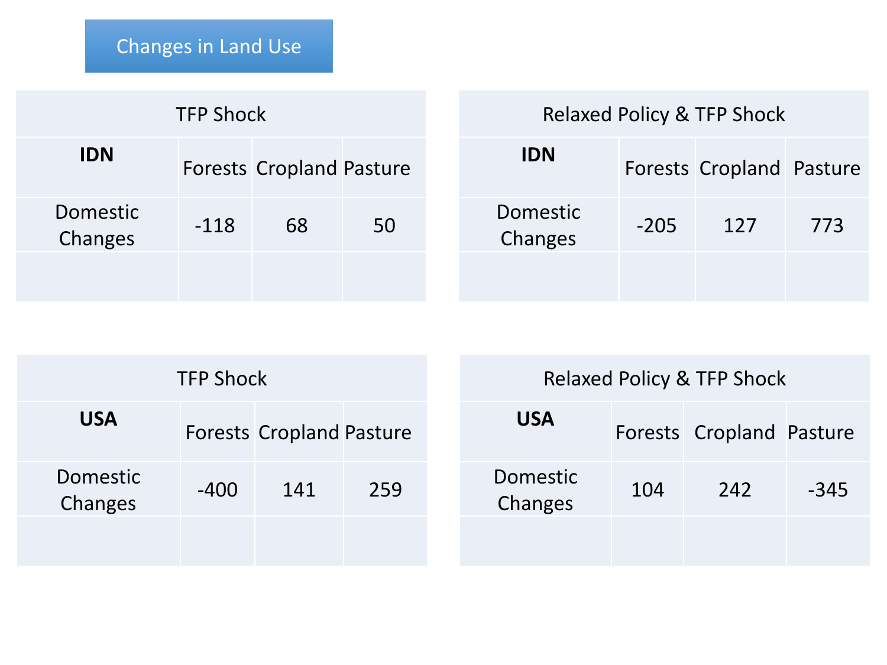# Changes in Land Use

| TFP Shock | | | |
|---|---|---|---|
| **IDN** | Forests | Cropland | Pasture |
| Domestic Changes | -118 | 68 | 50 |
| | | | |

| Relaxed Policy & TFP Shock | | | |
|---|---|---|---|
| **IDN** | Forests | Cropland | Pasture |
| Domestic Changes | -205 | 127 | 773 |
| | | | |

| TFP Shock | | | |
|---|---|---|---|
| **USA** | Forests | Cropland | Pasture |
| Domestic Changes | -400 | 141 | 259 |
| | | | |

| Relaxed Policy & TFP Shock | | | |
|---|---|---|---|
| **USA** | Forests | Cropland | Pasture |
| Domestic Changes | 104 | 242 | -345 |
| | | | |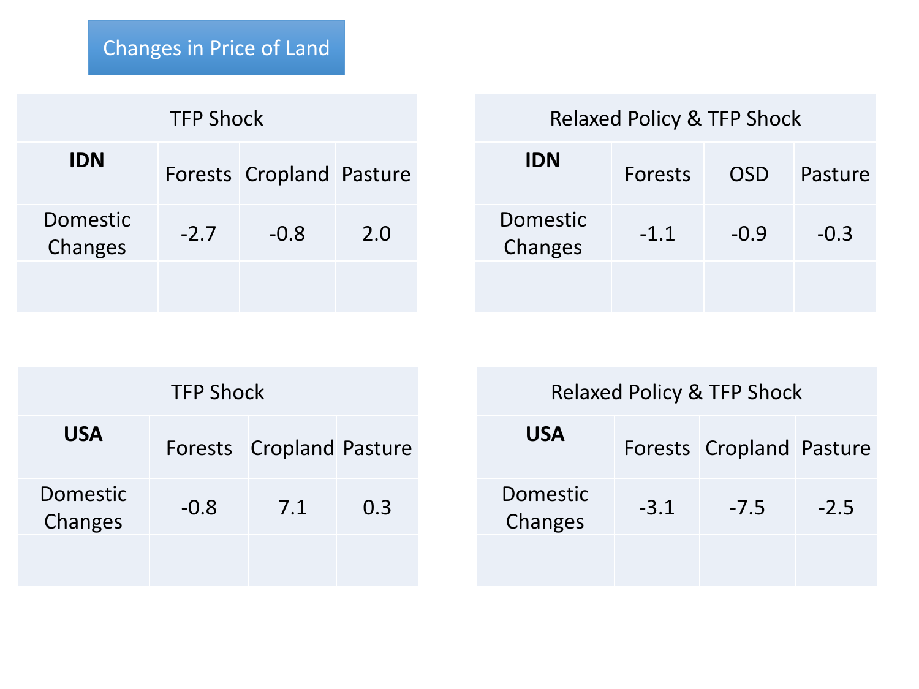# Changes in Price of Land

| TFP Shock | | | |
|---|---|---|---|
| **IDN** | Forests | Cropland | Pasture |
| Domestic Changes | -2.7 | -0.8 | 2.0 |
| | | | |

| Relaxed Policy & TFP Shock | | | |
|---|---|---|---|
| **IDN** | Forests | OSD | Pasture |
| Domestic Changes | -1.1 | -0.9 | -0.3 |
| | | | |

| TFP Shock | | | |
|---|---|---|---|
| **USA** | Forests | Cropland | Pasture |
| Domestic Changes | -0.8 | 7.1 | 0.3 |
| | | | |

| Relaxed Policy & TFP Shock | | | |
|---|---|---|---|
| **USA** | Forests | Cropland | Pasture |
| Domestic Changes | -3.1 | -7.5 | -2.5 |
| | | | |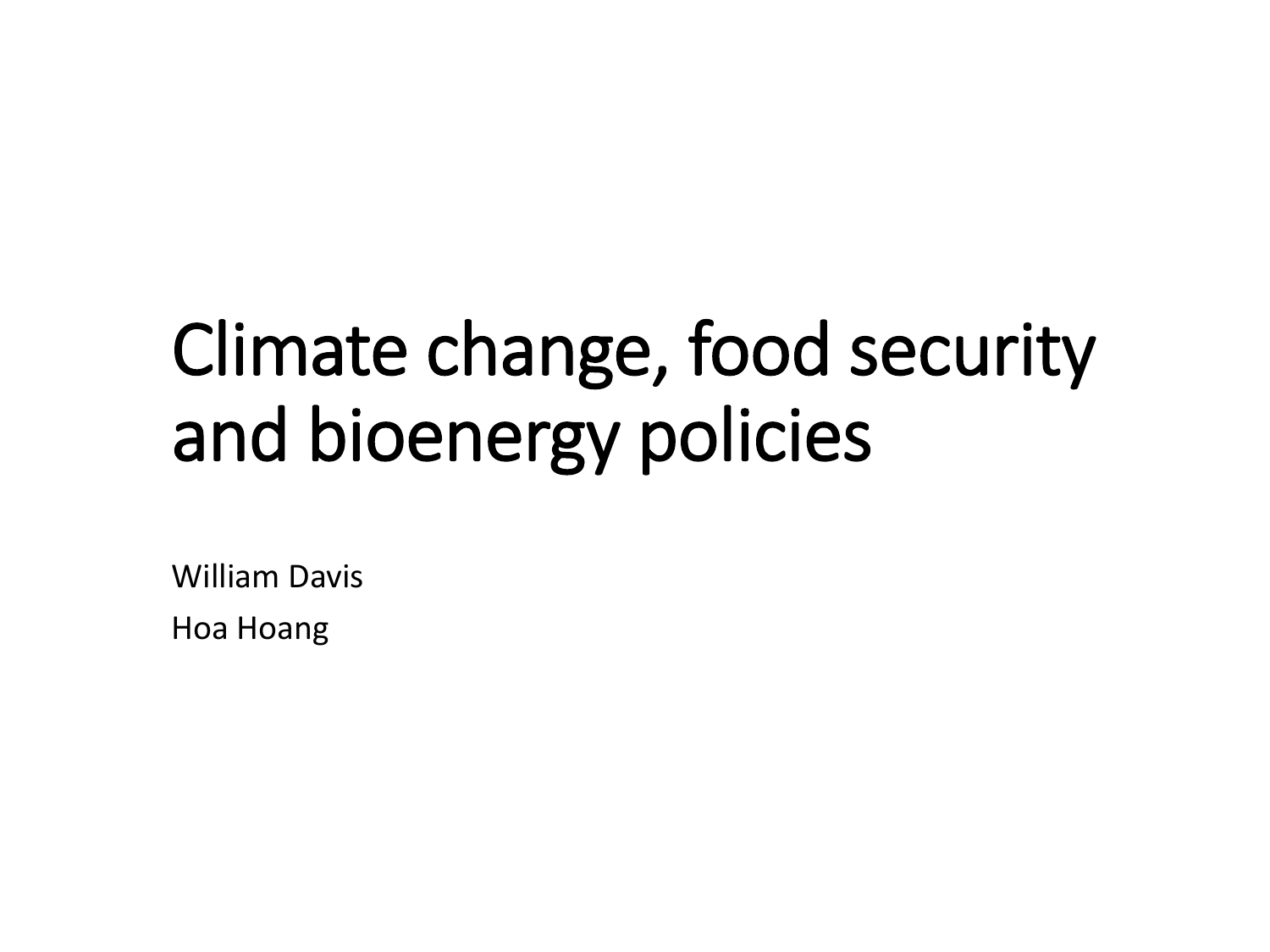# Climate change, food security and bioenergy policies

William Davis

Hoa Hoang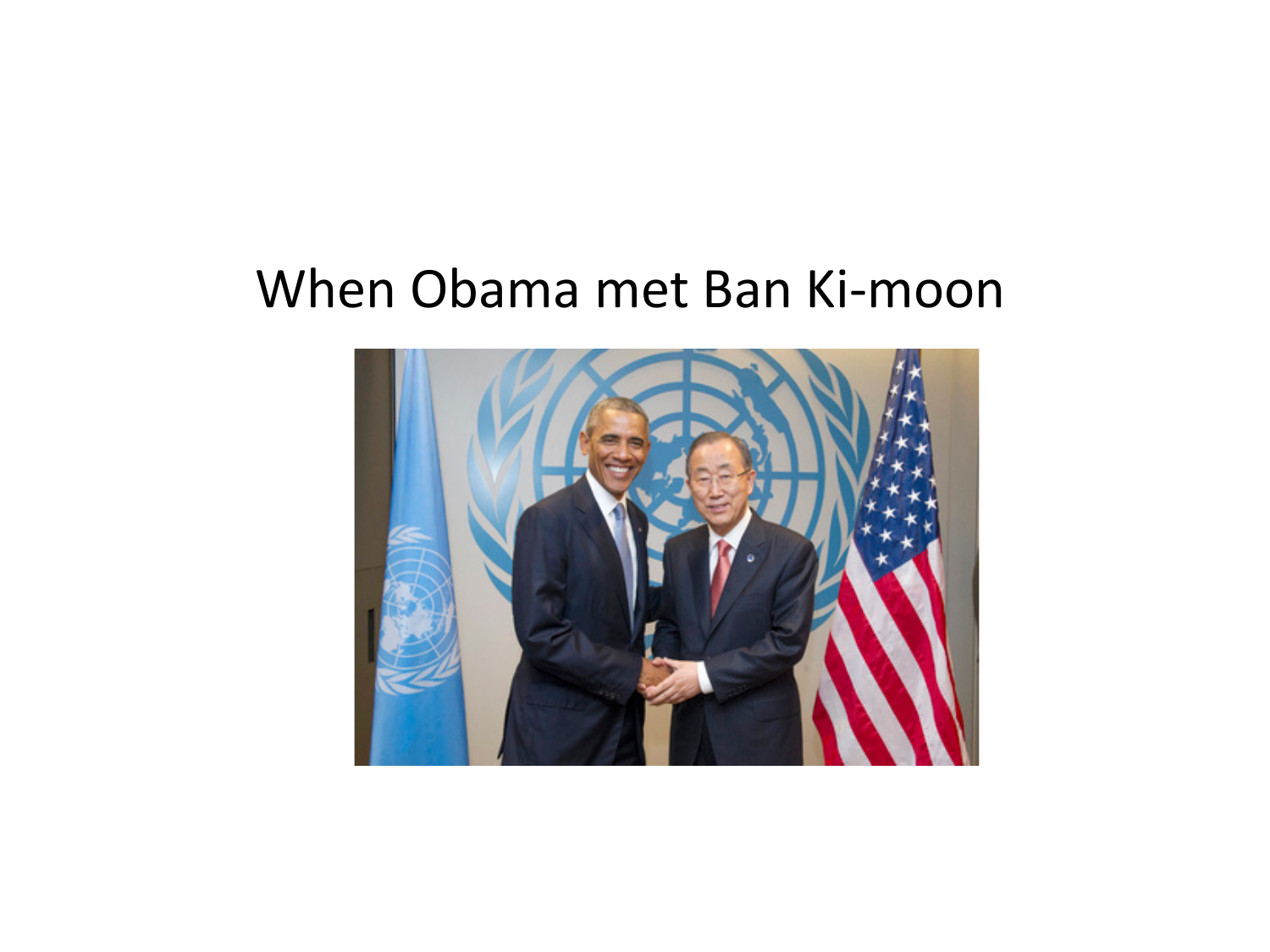When Obama met Ban Ki-moon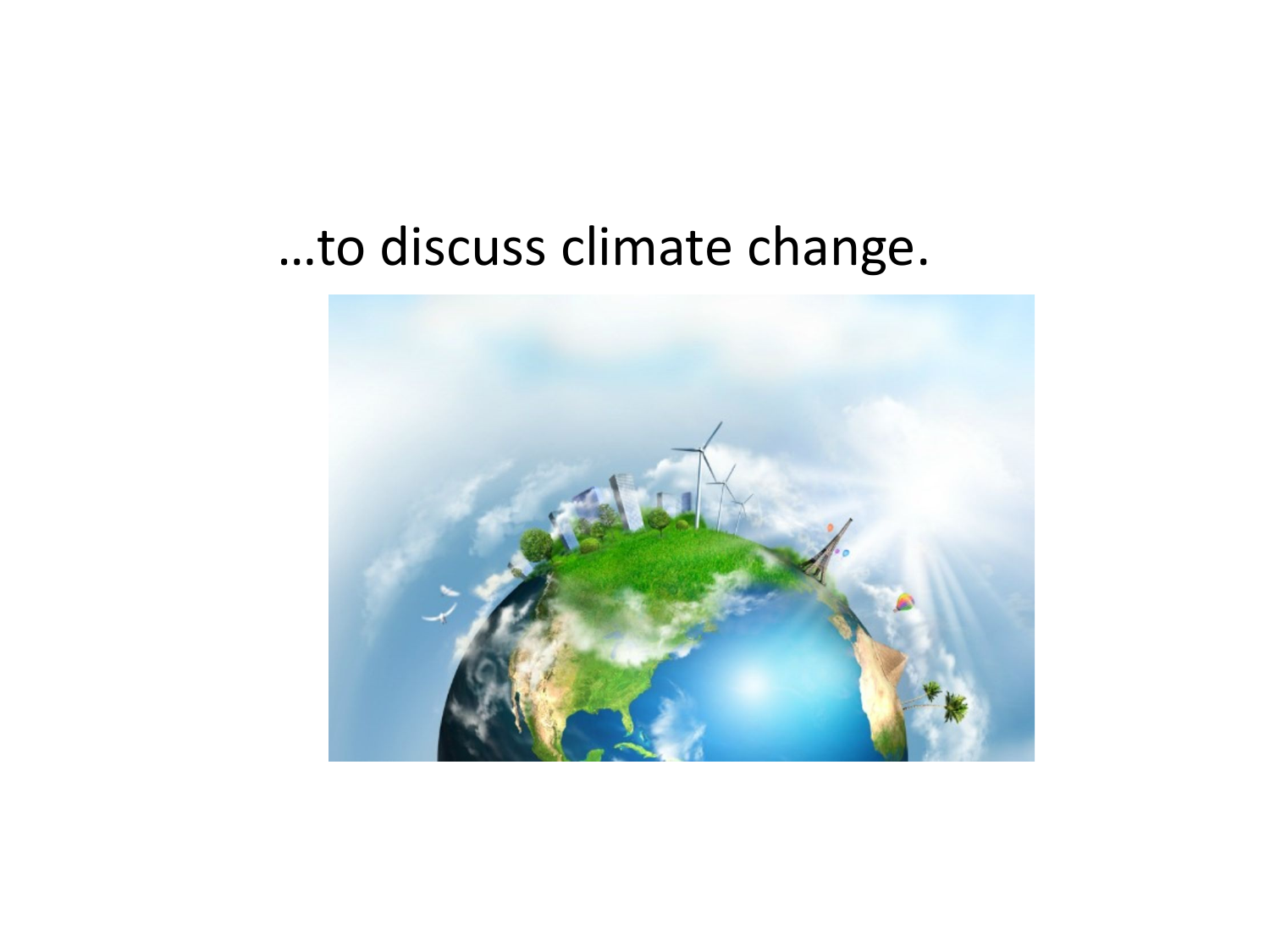…to discuss climate change.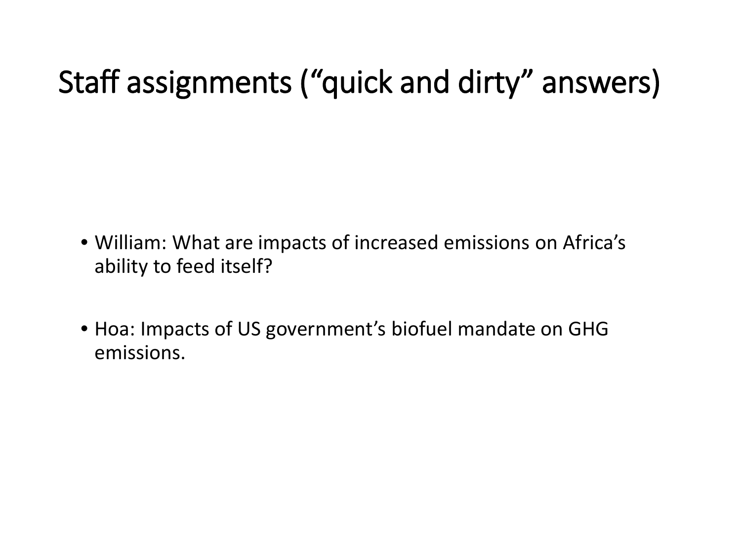# Staff assignments ("quick and dirty" answers)

- William: What are impacts of increased emissions on Africa's ability to feed itself?

- Hoa: Impacts of US government's biofuel mandate on GHG emissions.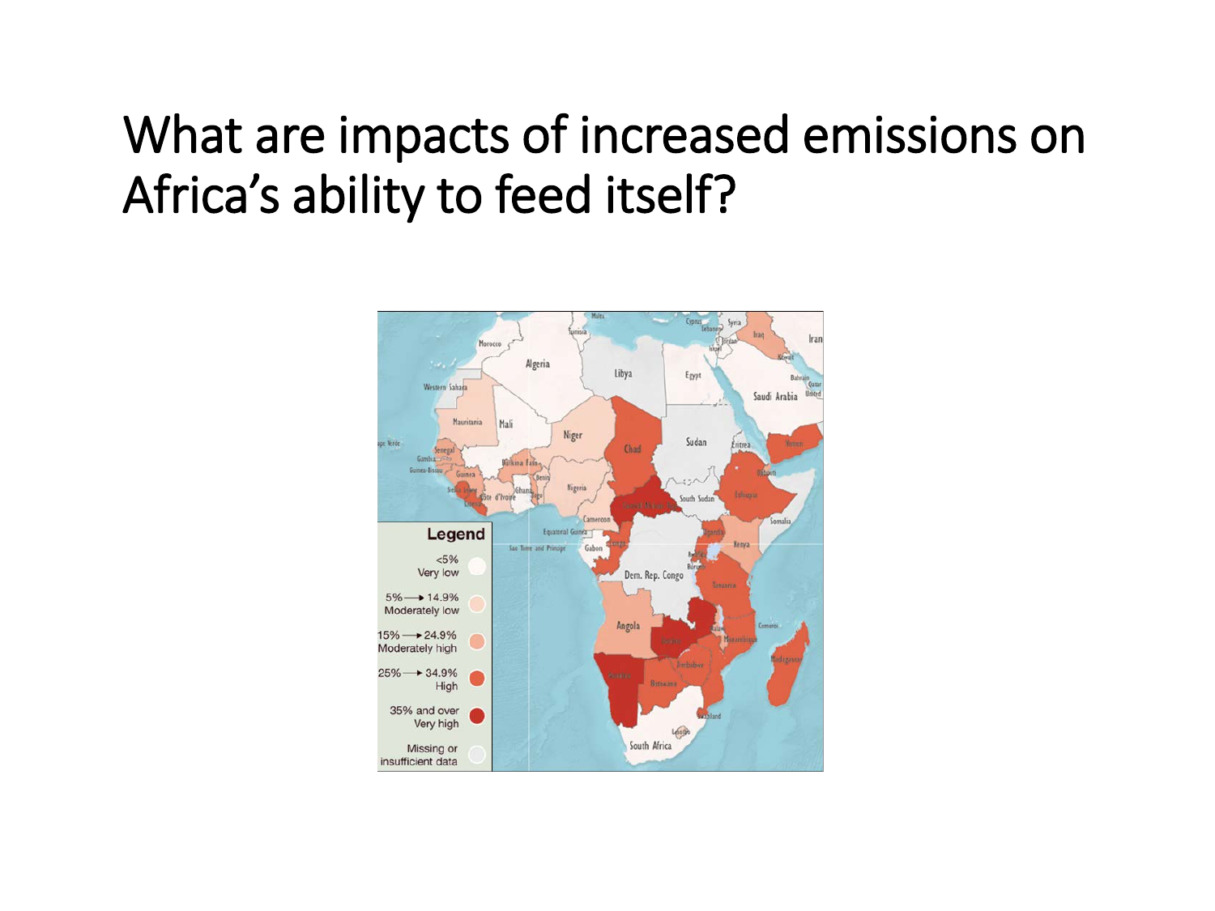# What are impacts of increased emissions on Africa's ability to feed itself?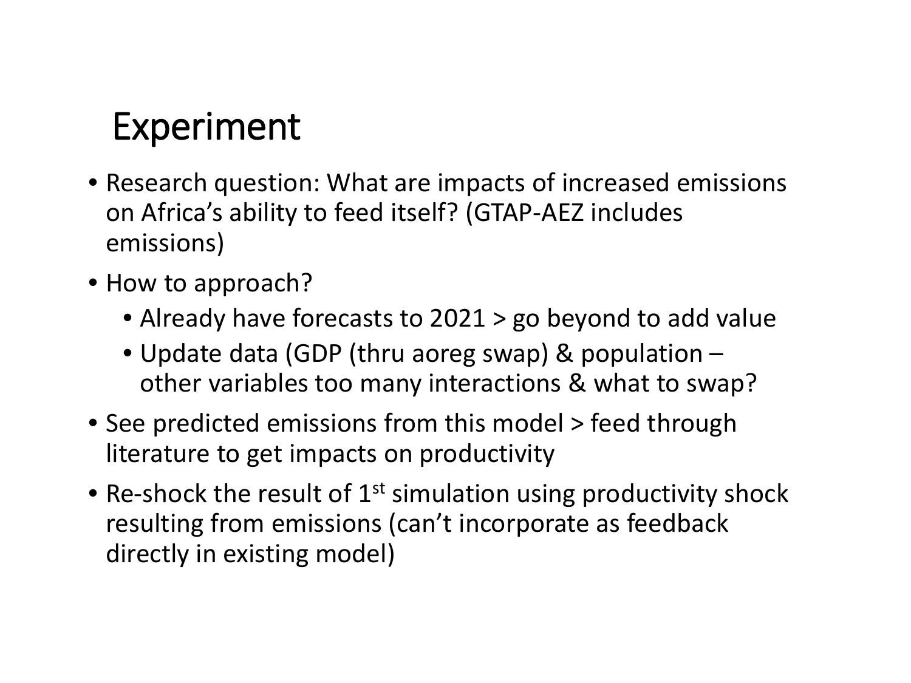# Experiment

- Research question: What are impacts of increased emissions on Africa's ability to feed itself? (GTAP-AEZ includes emissions)
- How to approach?
  - Already have forecasts to 2021 > go beyond to add value
  - Update data (GDP (thru aoreg swap) & population – other variables too many interactions & what to swap?
- See predicted emissions from this model > feed through literature to get impacts on productivity
- Re-shock the result of 1st simulation using productivity shock resulting from emissions (can't incorporate as feedback directly in existing model)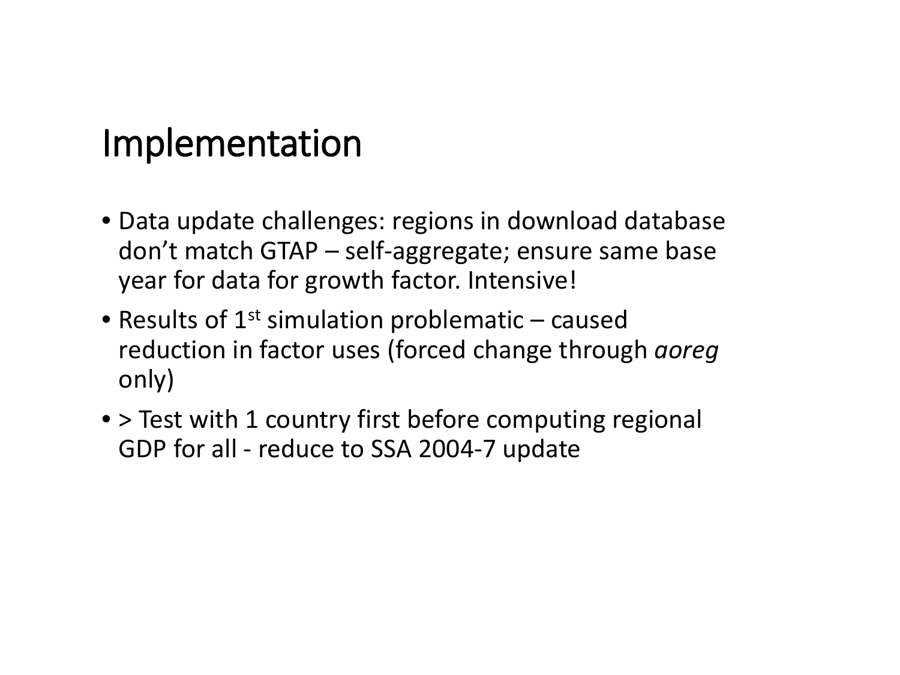# Implementation

- Data update challenges: regions in download database don't match GTAP – self-aggregate; ensure same base year for data for growth factor. Intensive!
- Results of $1^{st}$ simulation problematic – caused reduction in factor uses (forced change through *aoreg* only)
- > Test with 1 country first before computing regional GDP for all - reduce to SSA 2004-7 update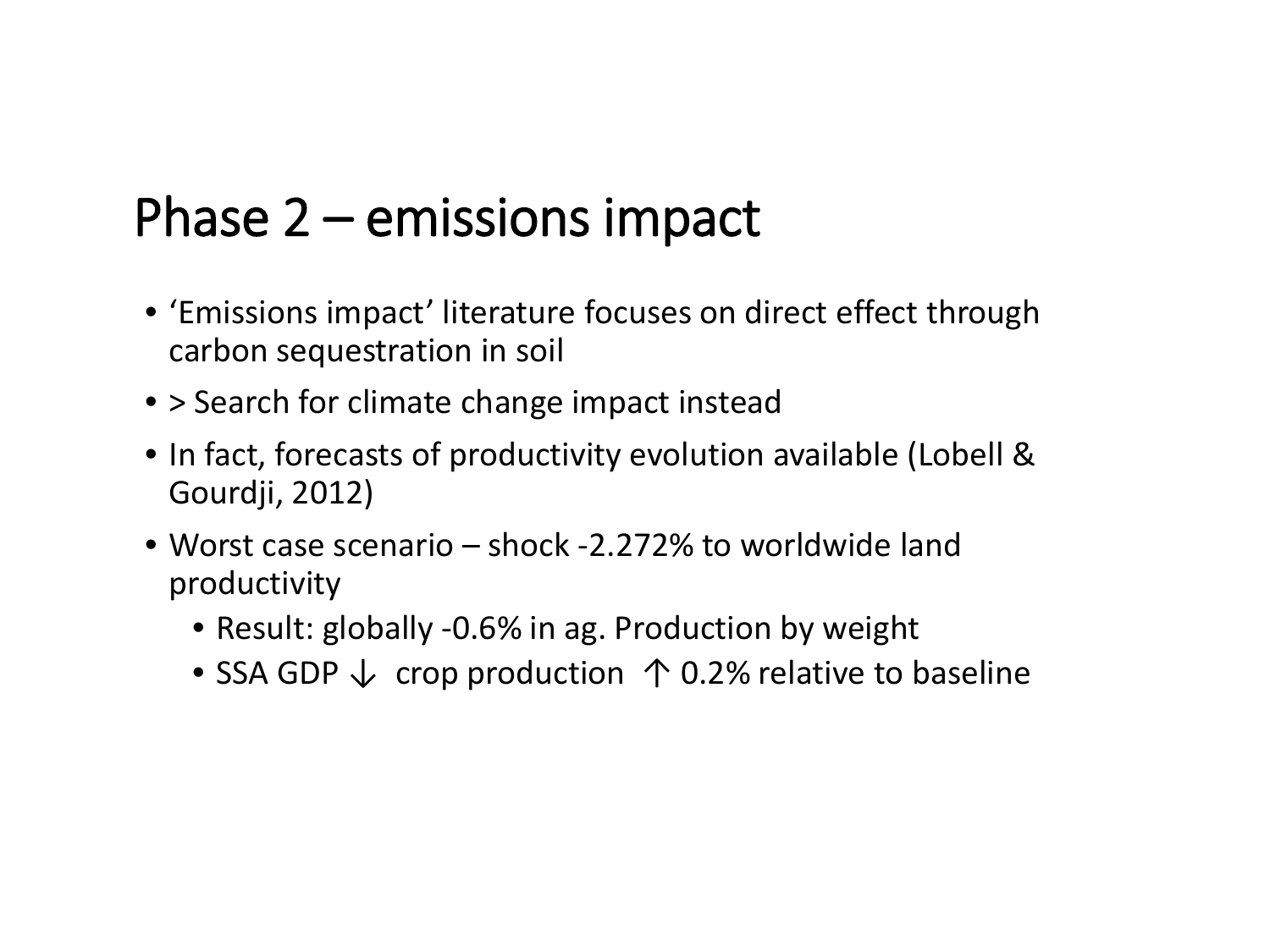# Phase 2 – emissions impact

- 'Emissions impact' literature focuses on direct effect through carbon sequestration in soil
- > Search for climate change impact instead
- In fact, forecasts of productivity evolution available (Lobell & Gourdji, 2012)
- Worst case scenario – shock -2.272% to worldwide land productivity
  - Result: globally -0.6% in ag. Production by weight
  - SSA GDP ↓ crop production ↑ 0.2% relative to baseline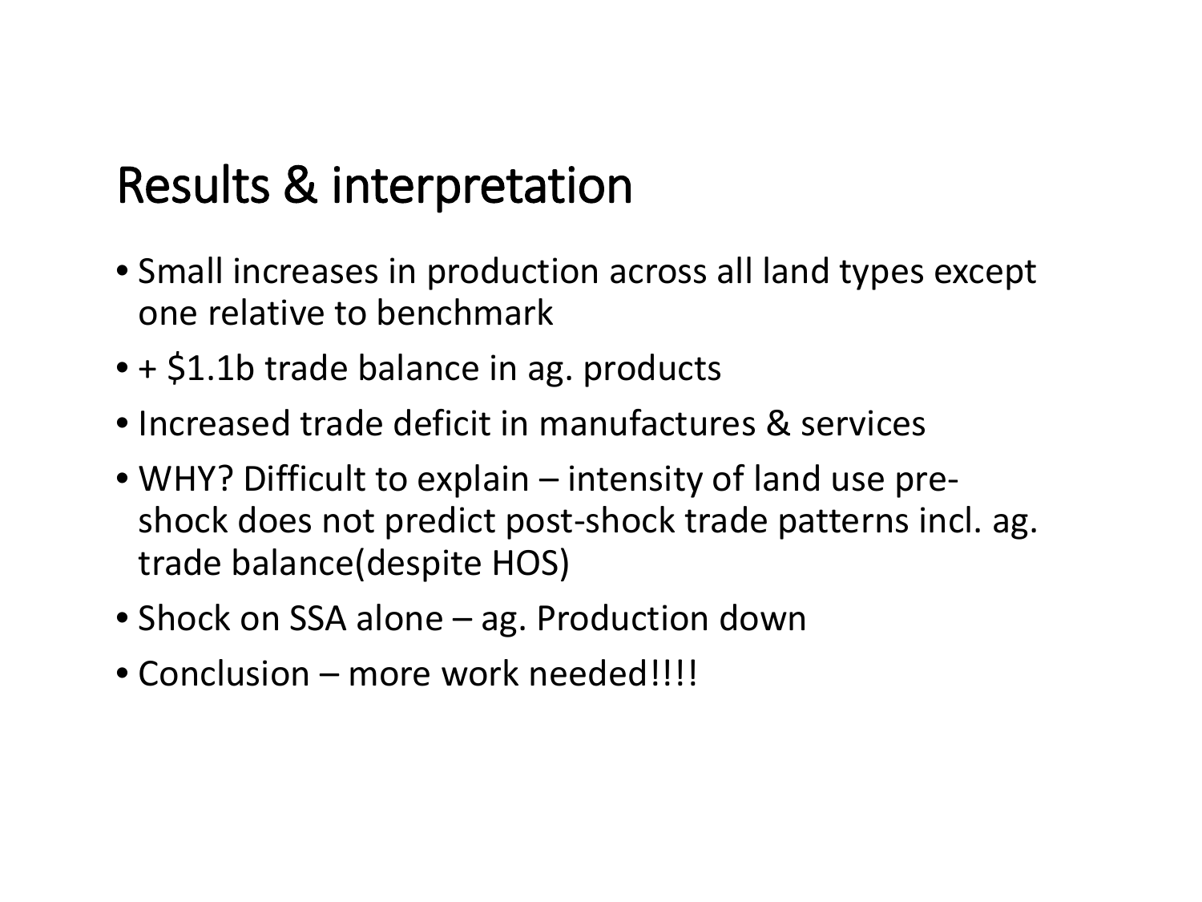# Results & interpretation

- Small increases in production across all land types except one relative to benchmark
- + $1.1b trade balance in ag. products
- Increased trade deficit in manufactures & services
- WHY? Difficult to explain – intensity of land use pre-shock does not predict post-shock trade patterns incl. ag. trade balance(despite HOS)
- Shock on SSA alone – ag. Production down
- Conclusion – more work needed!!!!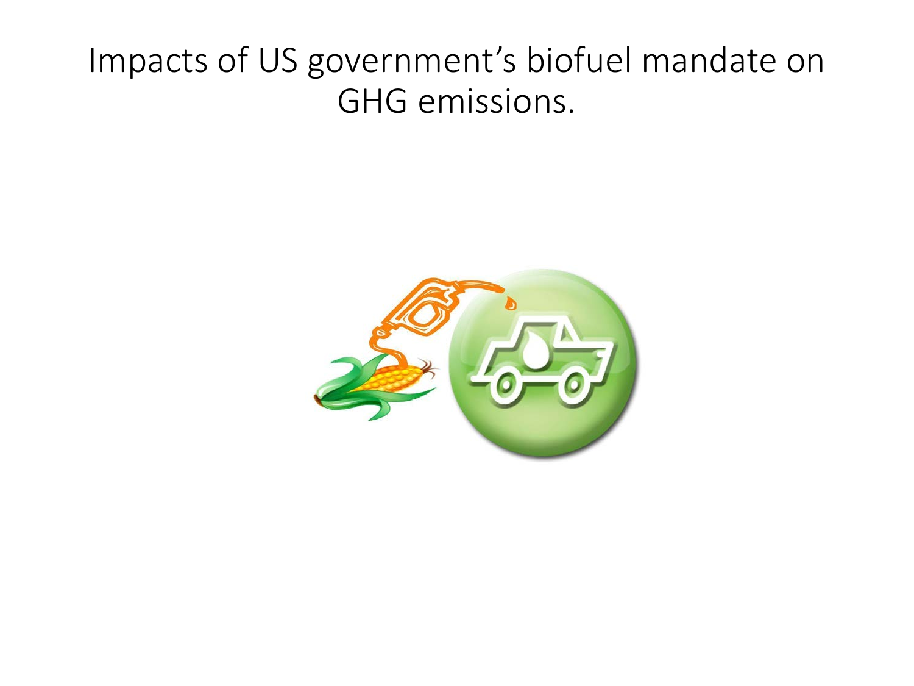# Impacts of US government's biofuel mandate on GHG emissions.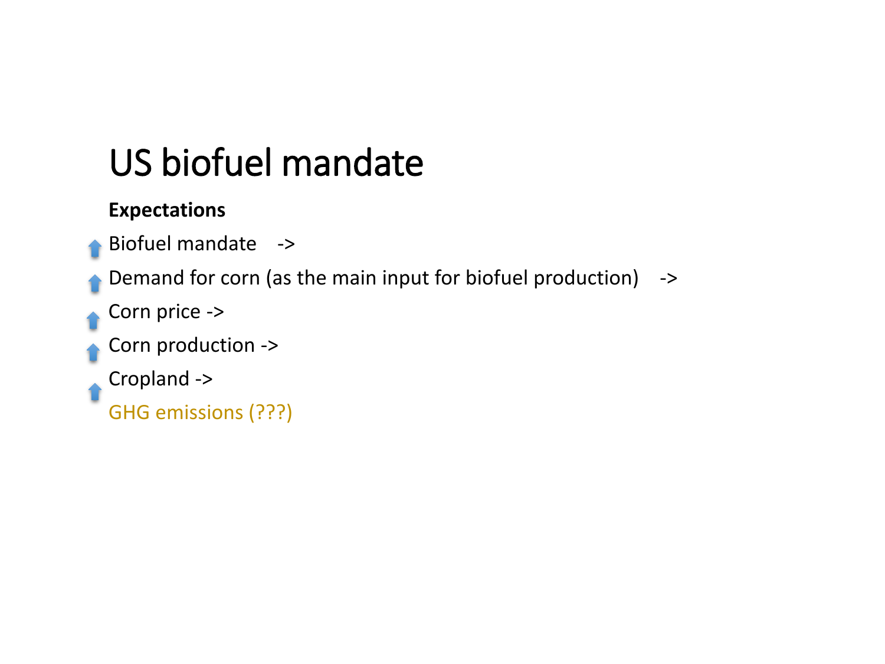# US biofuel mandate

**Expectations**

- ⬆ Biofuel mandate ->
- ⬆ Demand for corn (as the main input for biofuel production) ->
- ⬆ Corn price ->
- ⬆ Corn production ->
- ⬆ Cropland ->
- GHG emissions (???)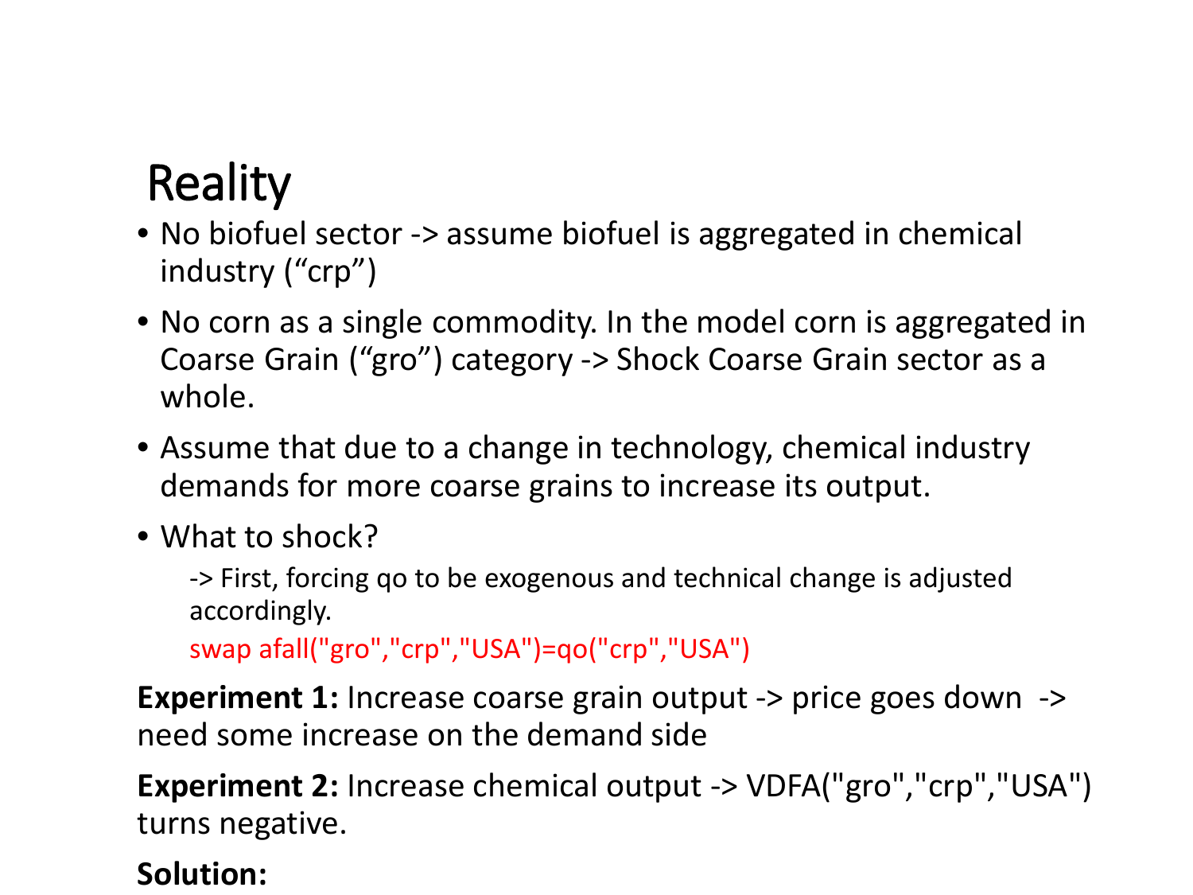# Reality

- No biofuel sector -> assume biofuel is aggregated in chemical industry (“crp”)
- No corn as a single commodity. In the model corn is aggregated in Coarse Grain (“gro”) category -> Shock Coarse Grain sector as a whole.
- Assume that due to a change in technology, chemical industry demands for more coarse grains to increase its output.
- What to shock?

  -> First, forcing qo to be exogenous and technical change is adjusted accordingly.

  ```
  swap afall("gro","crp","USA")=qo("crp","USA")
  ```

**Experiment 1:** Increase coarse grain output -> price goes down -> need some increase on the demand side

**Experiment 2:** Increase chemical output -> VDFA("gro","crp","USA") turns negative.

**Solution:**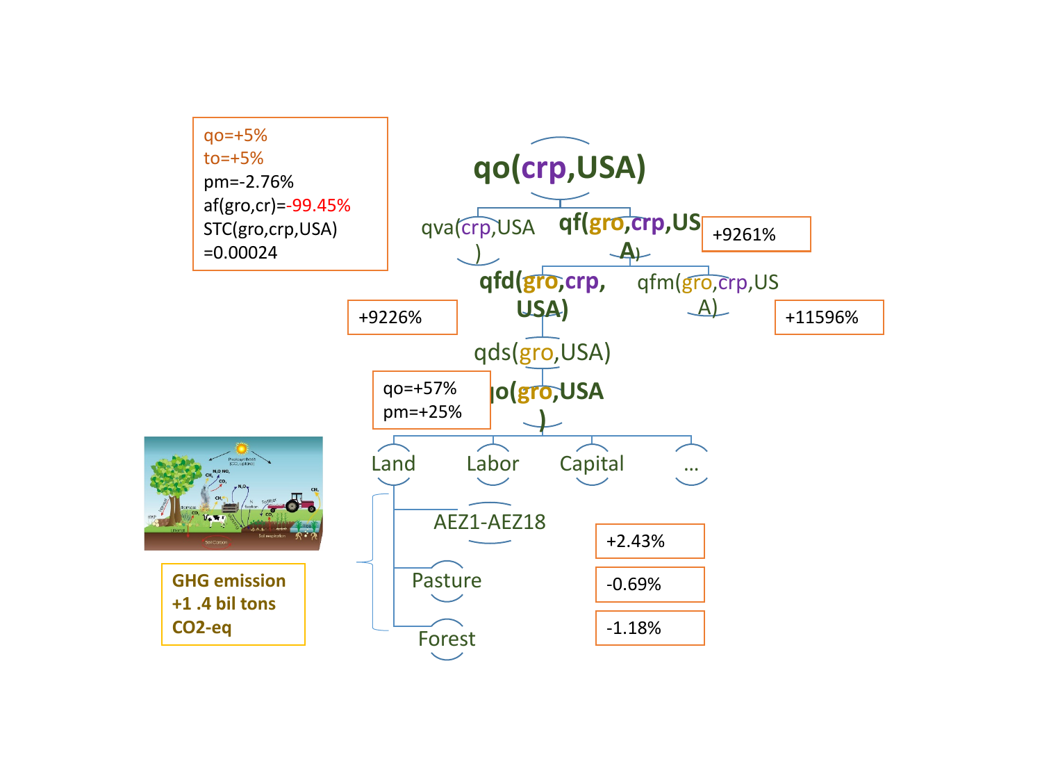qo=+5%
to=+5%
pm=-2.76%
af(gro,cr)=-99.45%
STC(gro,crp,USA)
=0.00024

**qo(crp,USA)**

qva(crp,USA)

**qf(gro,crp,USA)** +9261%

**qfd(gro,crp,USA)** +9226%

qfm(gro,crp,USA) +11596%

qds(gro,USA)

**qo(gro,USA)**
qo=+57%
pm=+25%

Land | Labor | Capital | ...

AEZ1-AEZ18 +2.43%

Pasture -0.69%

Forest -1.18%

**GHG emission +1 .4 bil tons CO2-eq**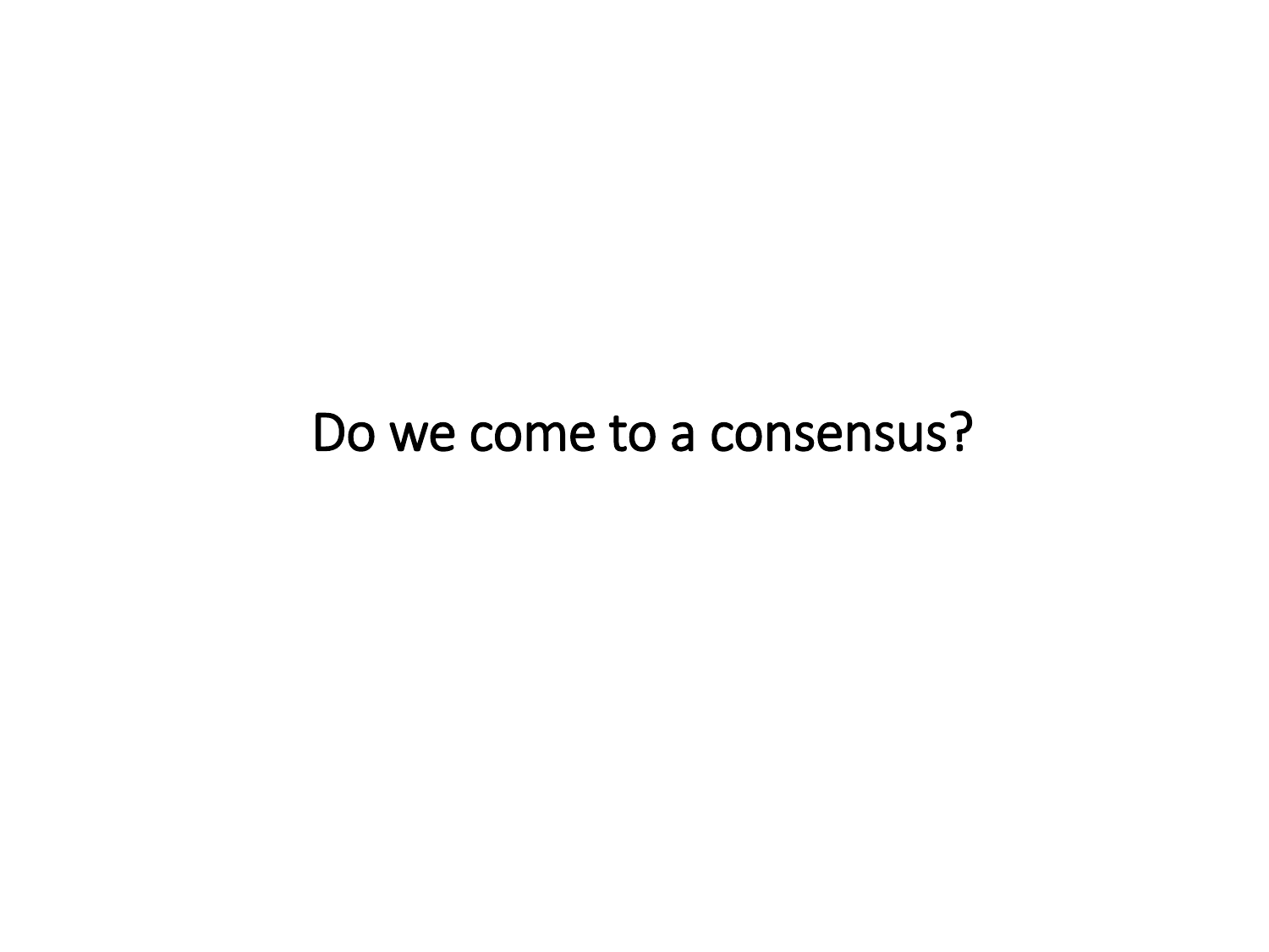Do we come to a consensus?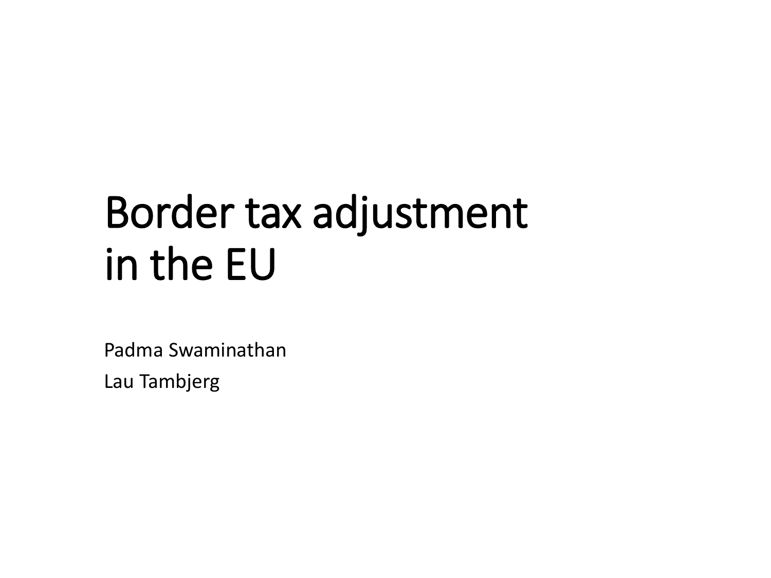# Border tax adjustment in the EU

Padma Swaminathan

Lau Tambjerg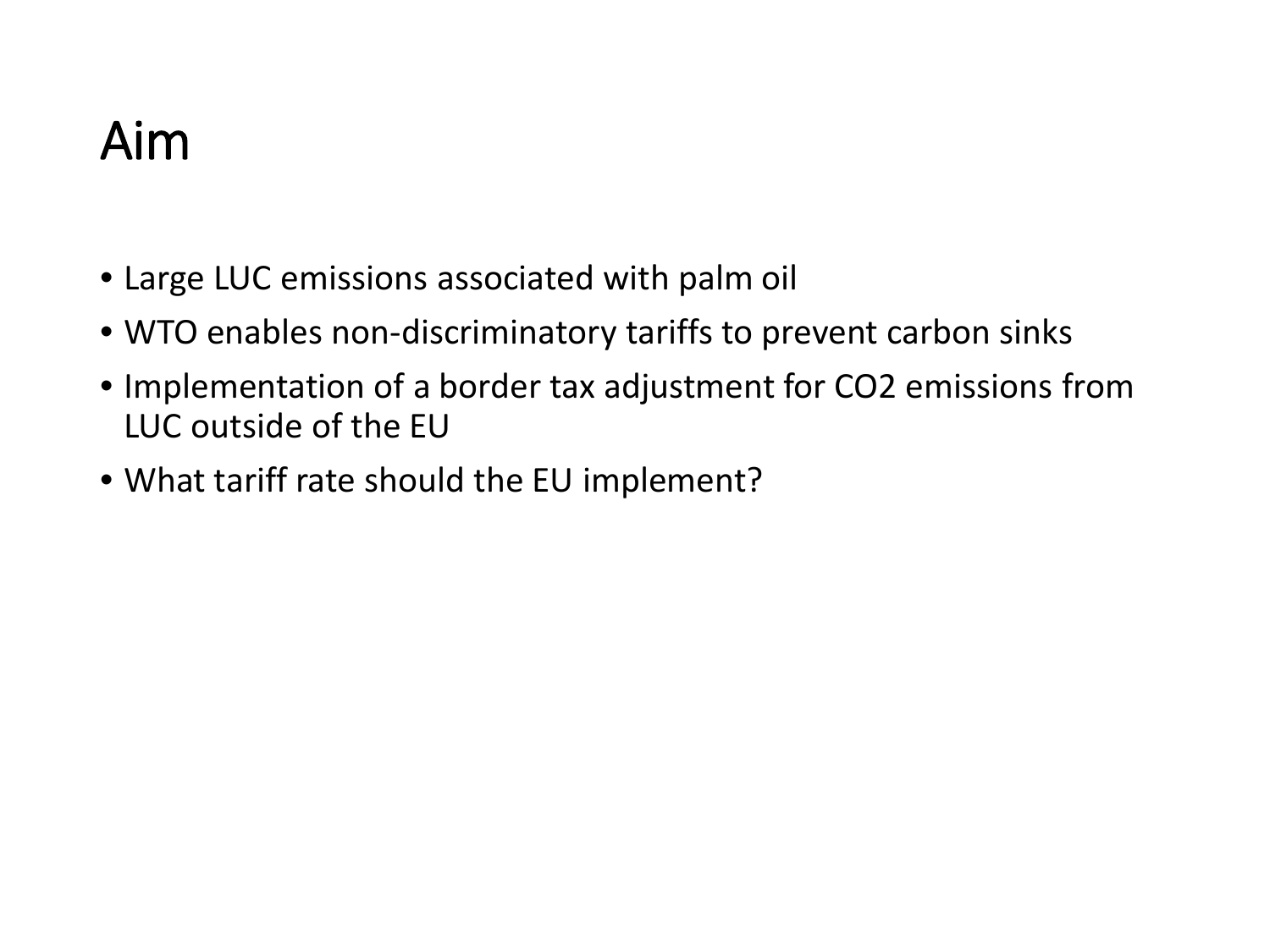# Aim

- Large LUC emissions associated with palm oil
- WTO enables non-discriminatory tariffs to prevent carbon sinks
- Implementation of a border tax adjustment for $CO_2$ emissions from LUC outside of the EU
- What tariff rate should the EU implement?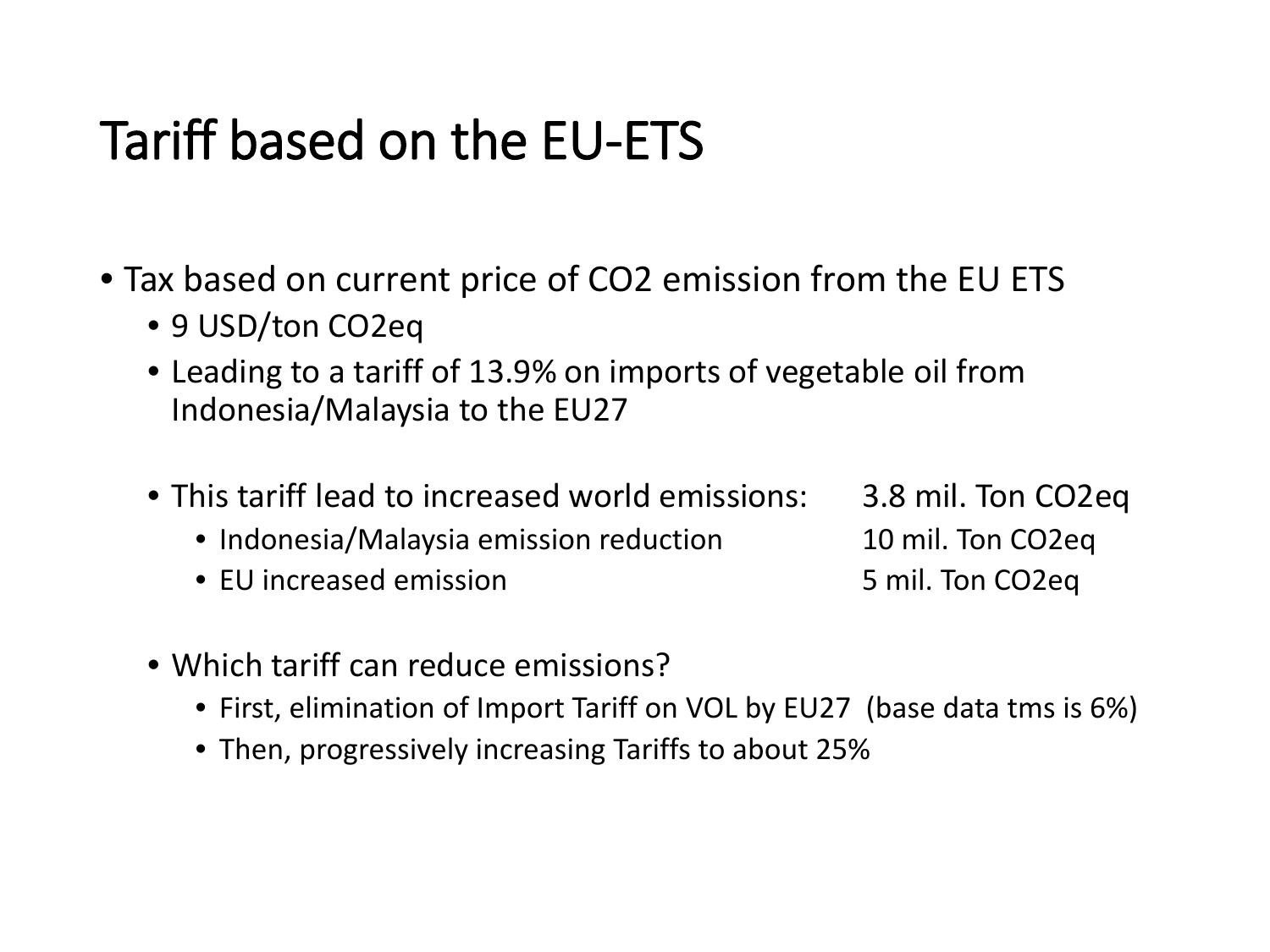# Tariff based on the EU-ETS

- Tax based on current price of $CO_2$ emission from the EU ETS
  - 9 USD/ton $CO_2eq$
  - Leading to a tariff of 13.9% on imports of vegetable oil from Indonesia/Malaysia to the EU27
  - This tariff lead to increased world emissions: 3.8 mil. Ton $CO_2eq$
    - Indonesia/Malaysia emission reduction 10 mil. Ton $CO_2eq$
    - EU increased emission 5 mil. Ton $CO_2eq$
  - Which tariff can reduce emissions?
    - First, elimination of Import Tariff on VOL by EU27 (base data tms is 6%)
    - Then, progressively increasing Tariffs to about 25%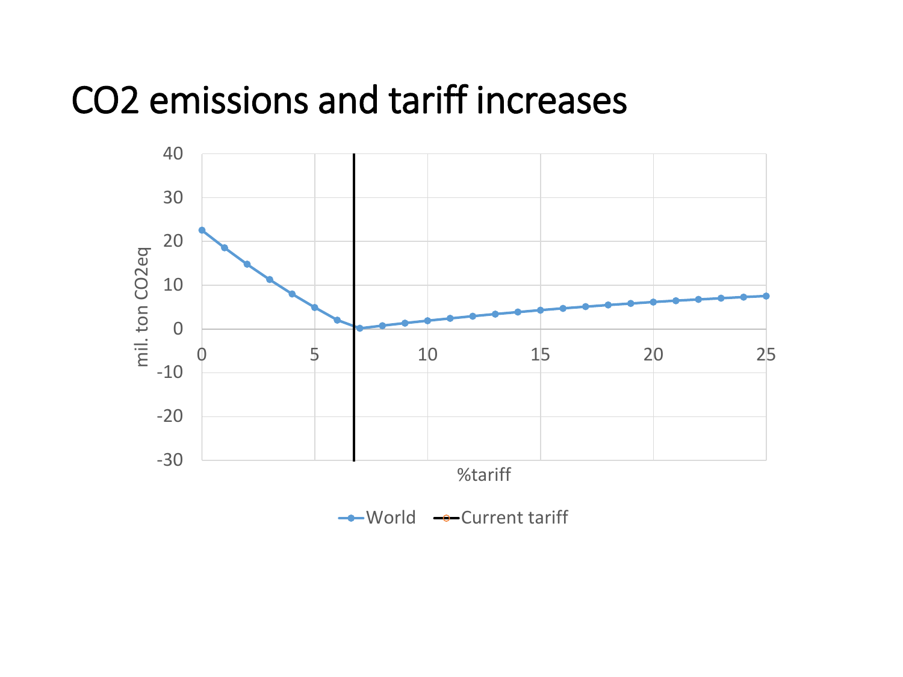# $CO_2$ emissions and tariff increases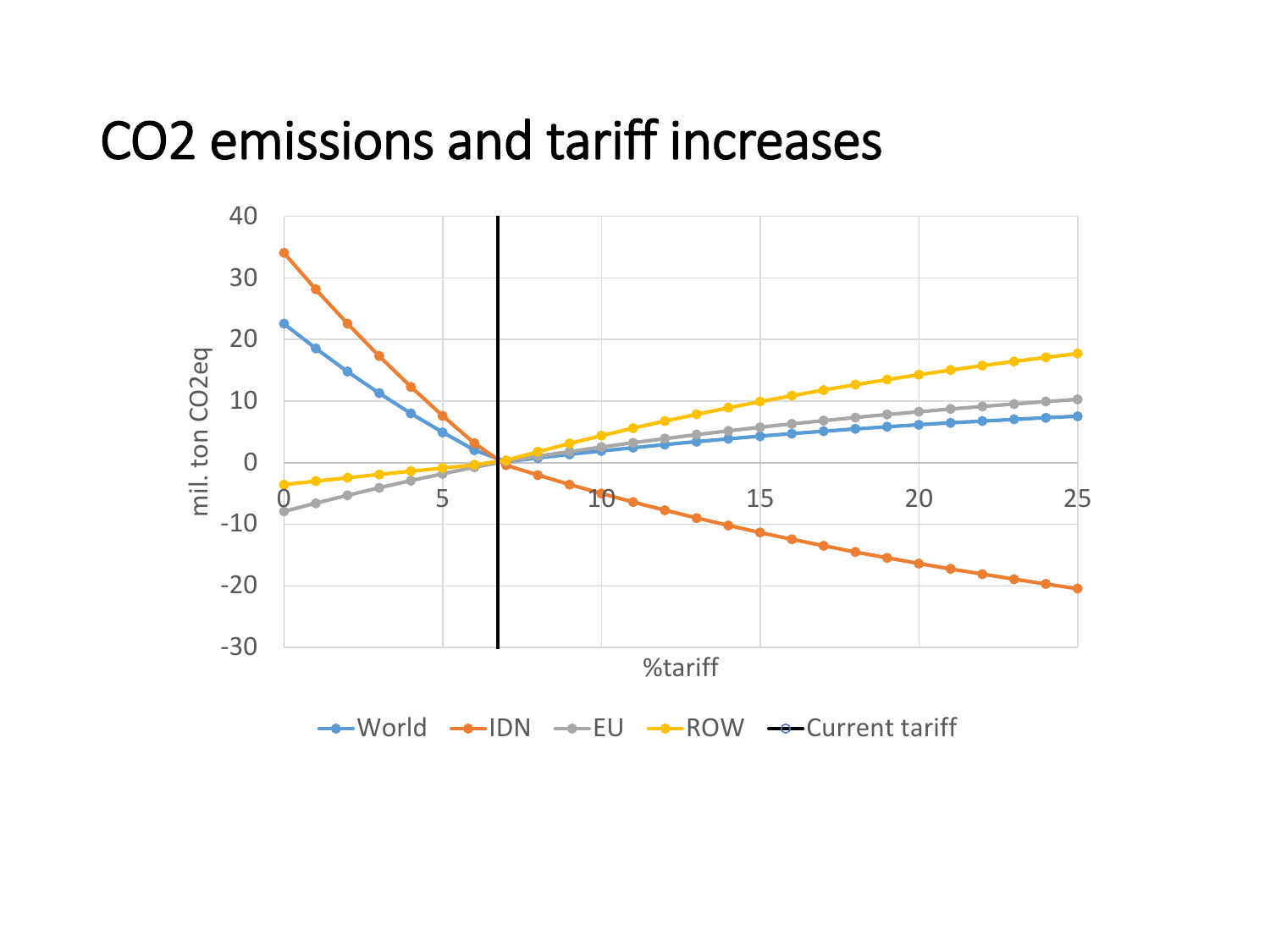# $CO_2$ emissions and tariff increases

| %tariff | World | IDN | EU | ROW |
|---|---|---|---|---|
| 0 | 22.5 | 34 | -8 | -3.5 |
| 1 | 18.5 | 28 | -6.7 | -3 |
| 2 | 14.7 | 22.5 | -5.3 | -2.5 |
| 3 | 11.2 | 17.2 | -4.2 | -2 |
| 4 | 8 | 12.2 | -3 | -1.5 |
| 5 | 4.8 | 7.5 | -2 | -1 |
| 6 | 2 | 3 | -0.8 | -0.5 |
| 7 | 0 | -0.3 | 0 | 0.3 |
| 8 | 0.7 | -2 | 1 | 1.7 |
| 9 | 1.3 | -3.6 | 1.7 | 3 |
| 10 | 1.8 | -5 | 2.5 | 4.3 |
| 11 | 2.3 | -6.3 | 3.2 | 5.6 |
| 12 | 2.8 | -7.8 | 3.9 | 6.7 |
| 13 | 3.3 | -9 | 4.5 | 7.8 |
| 14 | 3.8 | -10.2 | 5.1 | 8.8 |
| 15 | 4.2 | -11.3 | 5.7 | 9.9 |
| 16 | 4.6 | -12.5 | 6.2 | 10.8 |
| 17 | 5 | -13.5 | 6.8 | 11.7 |
| 18 | 5.4 | -14.5 | 7.3 | 12.6 |
| 19 | 5.8 | -15.5 | 7.8 | 13.4 |
| 20 | 6.1 | -16.4 | 8.2 | 14.2 |
| 21 | 6.4 | -17.3 | 8.6 | 15 |
| 22 | 6.7 | -18.1 | 9.1 | 15.7 |
| 23 | 7 | -18.9 | 9.5 | 16.4 |
| 24 | 7.2 | -19.7 | 9.9 | 17.1 |
| 25 | 7.5 | -20.5 | 10.3 | 17.7 |

y-axis: mil. ton CO2eq; x-axis: %tariff. Current tariff: ≈7%.

Legend: World, IDN, EU, ROW, Current tariff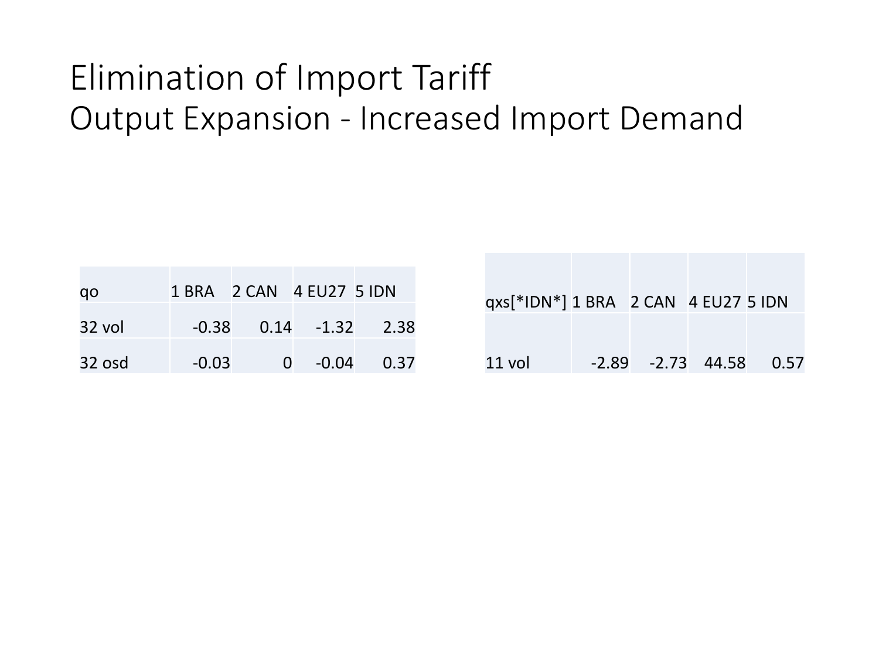# Elimination of Import Tariff
## Output Expansion - Increased Import Demand

| qo | 1 BRA | 2 CAN | 4 EU27 | 5 IDN |
|---|---|---|---|---|
| 32 vol | -0.38 | 0.14 | -1.32 | 2.38 |
| 32 osd | -0.03 | 0 | -0.04 | 0.37 |

| qxs[*IDN*] | 1 BRA | 2 CAN | 4 EU27 | 5 IDN |
|---|---|---|---|---|
| 11 vol | -2.89 | -2.73 | 44.58 | 0.57 |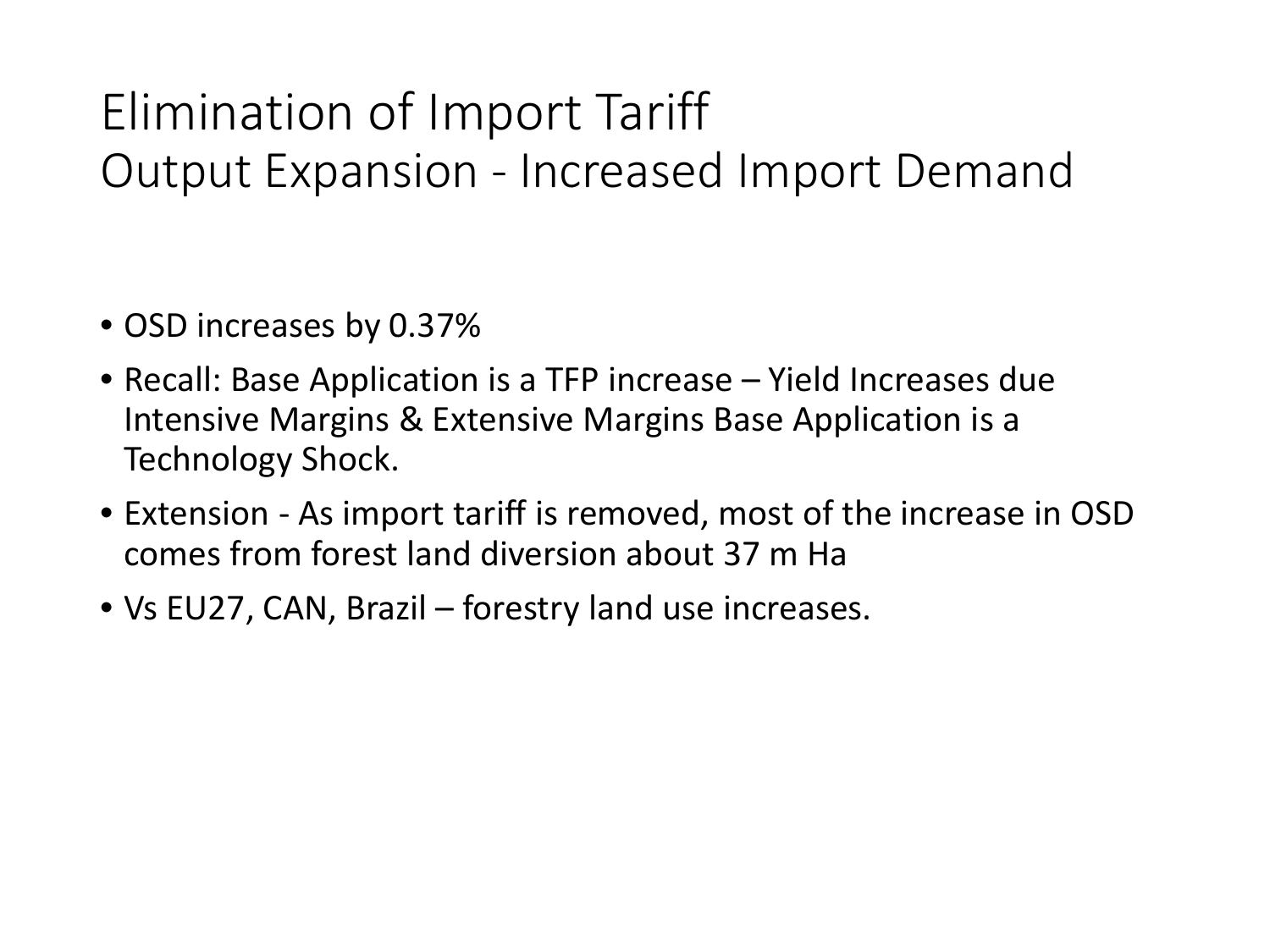# Elimination of Import Tariff
## Output Expansion - Increased Import Demand

- OSD increases by 0.37%
- Recall: Base Application is a TFP increase – Yield Increases due Intensive Margins & Extensive Margins Base Application is a Technology Shock.
- Extension - As import tariff is removed, most of the increase in OSD comes from forest land diversion about 37 m Ha
- Vs EU27, CAN, Brazil – forestry land use increases.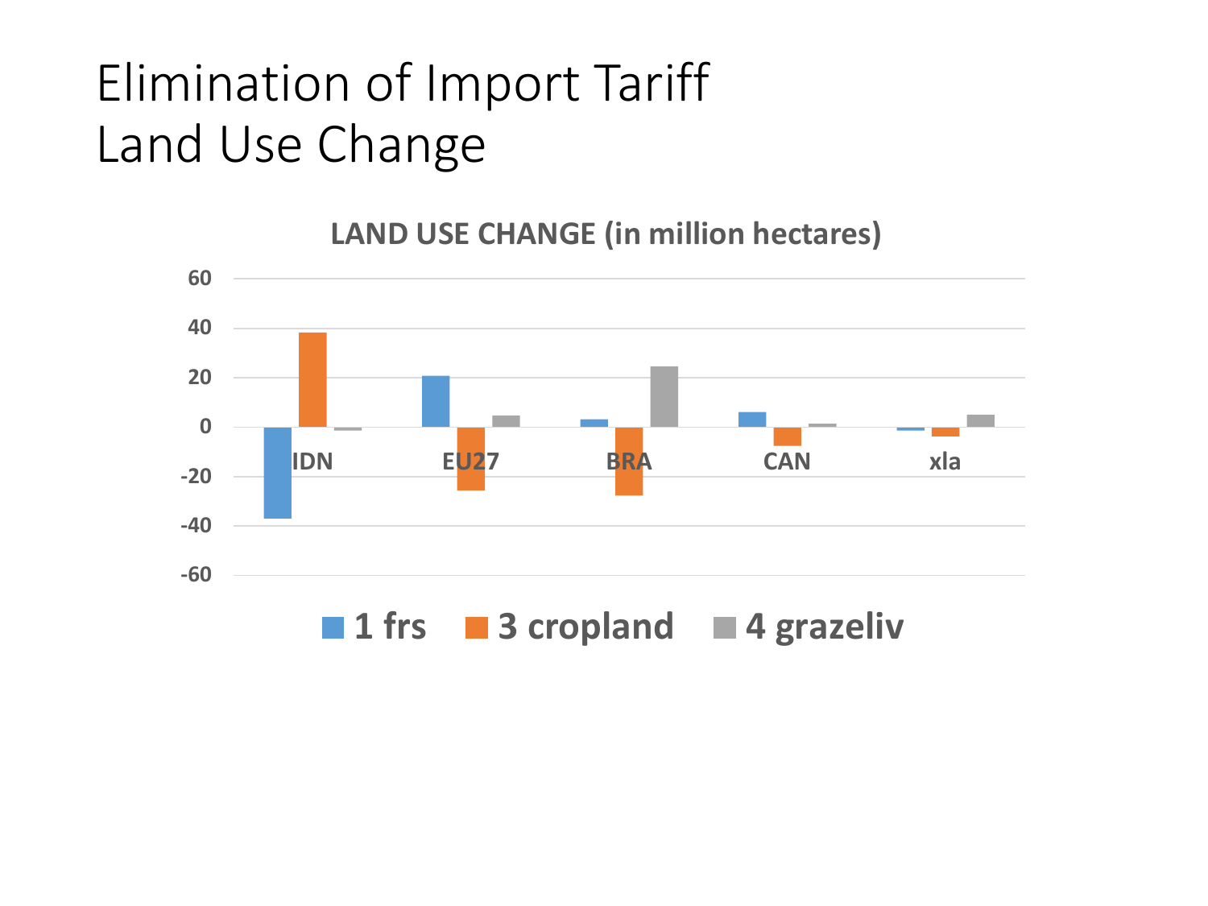# Elimination of Import Tariff
# Land Use Change

**LAND USE CHANGE (in million hectares)**

60
40
20
0
-20
-40
-60

IDN EU27 BRA CAN xla

1 frs 3 cropland 4 grazeliv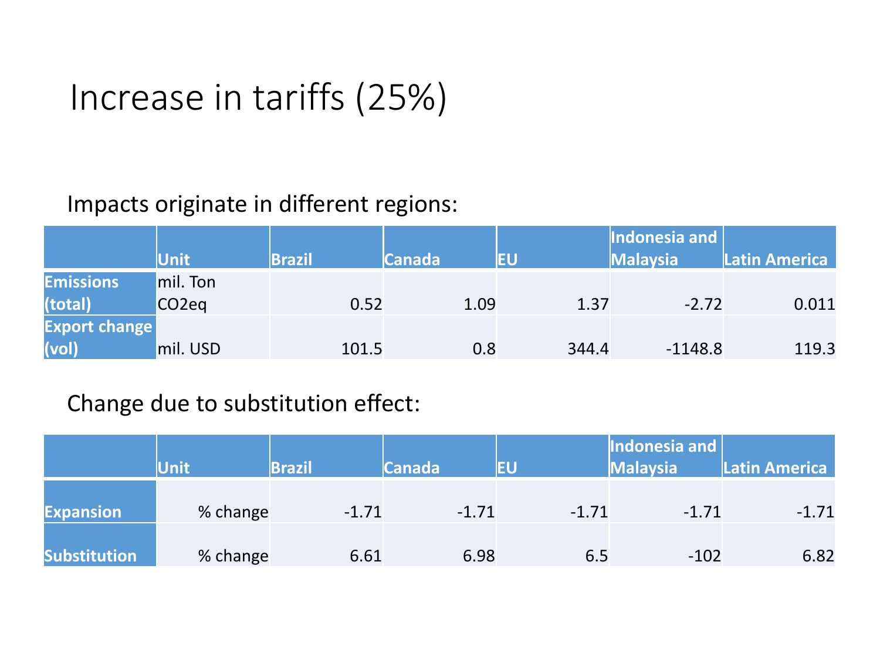# Increase in tariffs (25%)

Impacts originate in different regions:

| | Unit | Brazil | Canada | EU | Indonesia and Malaysia | Latin America |
|---|---|---|---|---|---|---|
| **Emissions (total)** | mil. Ton CO2eq | 0.52 | 1.09 | 1.37 | -2.72 | 0.011 |
| **Export change (vol)** | mil. USD | 101.5 | 0.8 | 344.4 | -1148.8 | 119.3 |

Change due to substitution effect:

| | Unit | Brazil | Canada | EU | Indonesia and Malaysia | Latin America |
|---|---|---|---|---|---|---|
| **Expansion** | % change | -1.71 | -1.71 | -1.71 | -1.71 | -1.71 |
| **Substitution** | % change | 6.61 | 6.98 | 6.5 | -102 | 6.82 |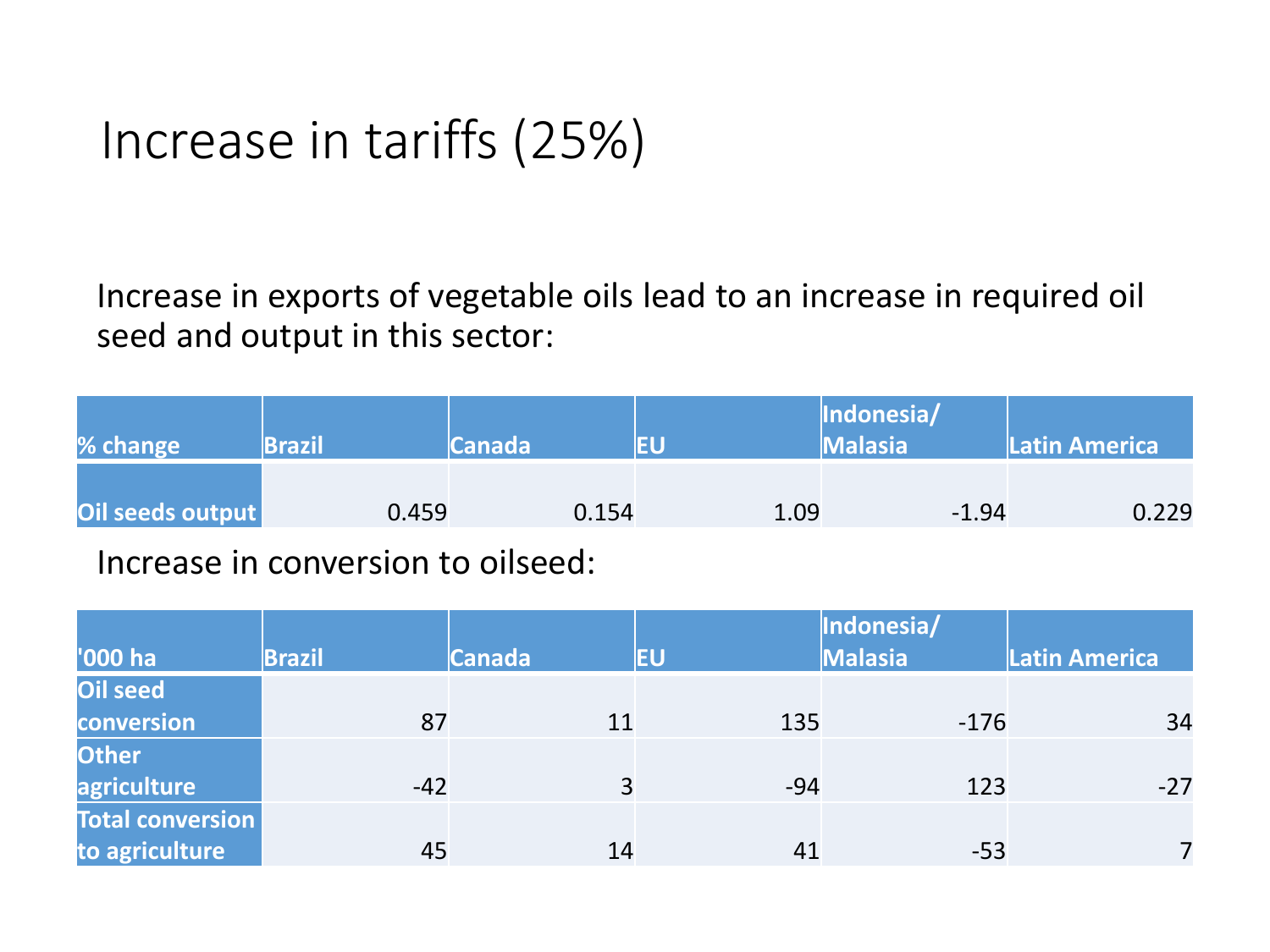# Increase in tariffs (25%)

Increase in exports of vegetable oils lead to an increase in required oil seed and output in this sector:

| % change | Brazil | Canada | EU | Indonesia/ Malasia | Latin America |
|---|---|---|---|---|---|
| Oil seeds output | 0.459 | 0.154 | 1.09 | -1.94 | 0.229 |

Increase in conversion to oilseed:

| '000 ha | Brazil | Canada | EU | Indonesia/ Malasia | Latin America |
|---|---|---|---|---|---|
| Oil seed conversion | 87 | 11 | 135 | -176 | 34 |
| Other agriculture | -42 | 3 | -94 | 123 | -27 |
| Total conversion to agriculture | 45 | 14 | 41 | -53 | 7 |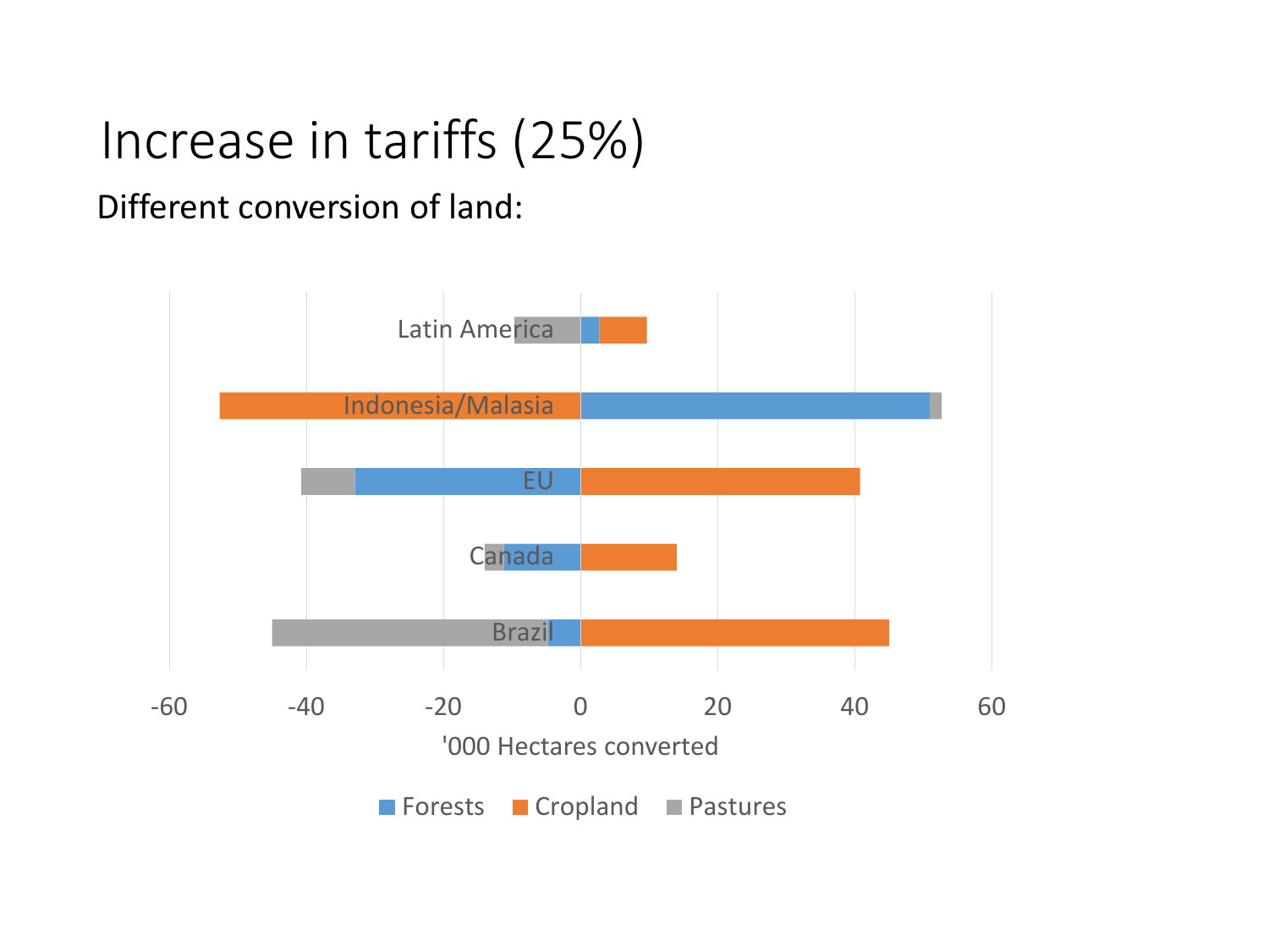# Increase in tariffs (25%)

Different conversion of land:

| | Forests | Cropland | Pastures |
|---|---|---|---|
| Latin America | 3 | 7 | -10 |
| Indonesia/Malasia | 51 | -53 | 2 |
| EU | -33 | 41 | -8 |
| Canada | -11 | 14 | -3 |
| Brazil | -5 | 45 | -40 |

'000 Hectares converted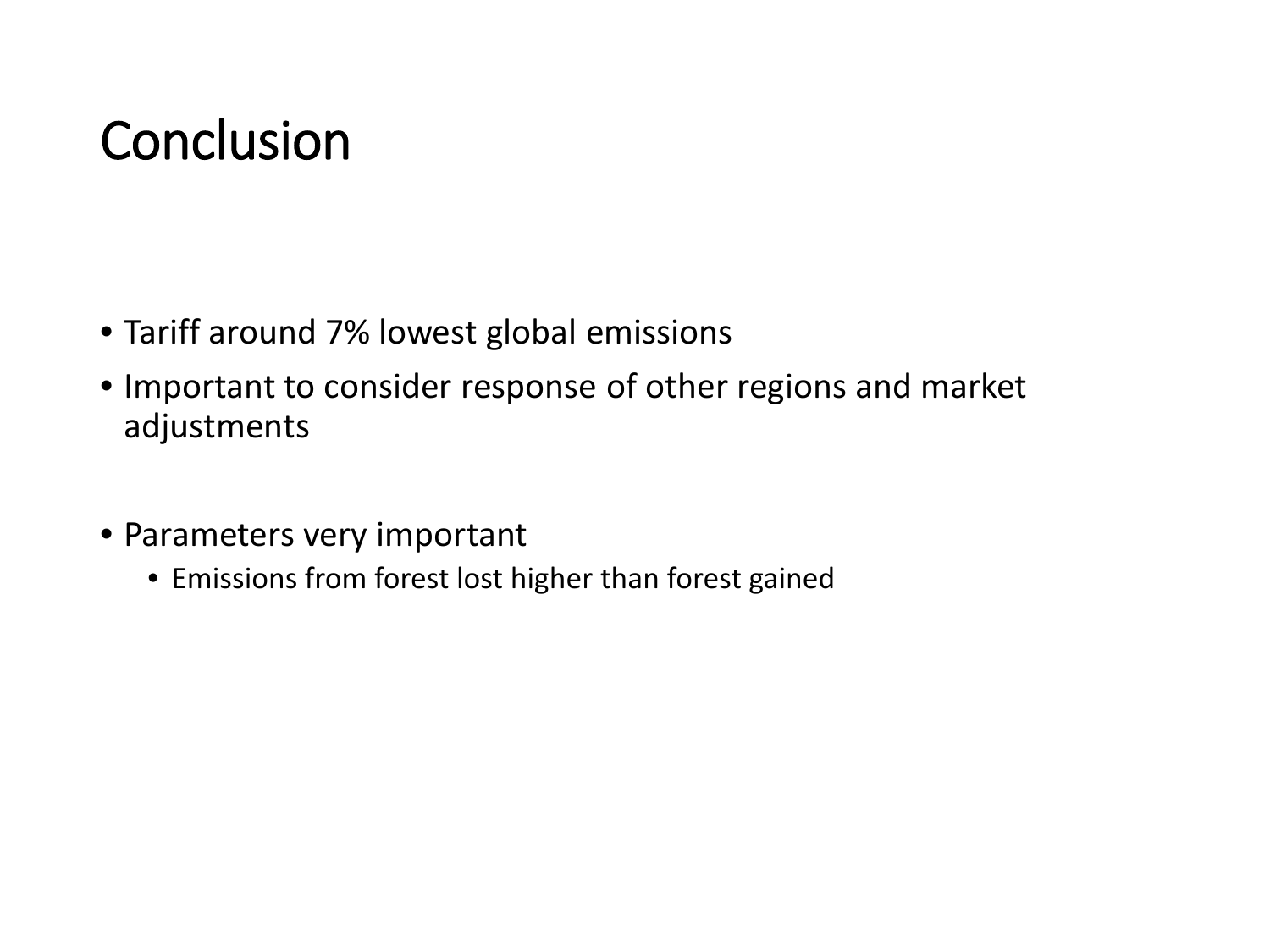# Conclusion

- Tariff around 7% lowest global emissions
- Important to consider response of other regions and market adjustments
- Parameters very important
  - Emissions from forest lost higher than forest gained